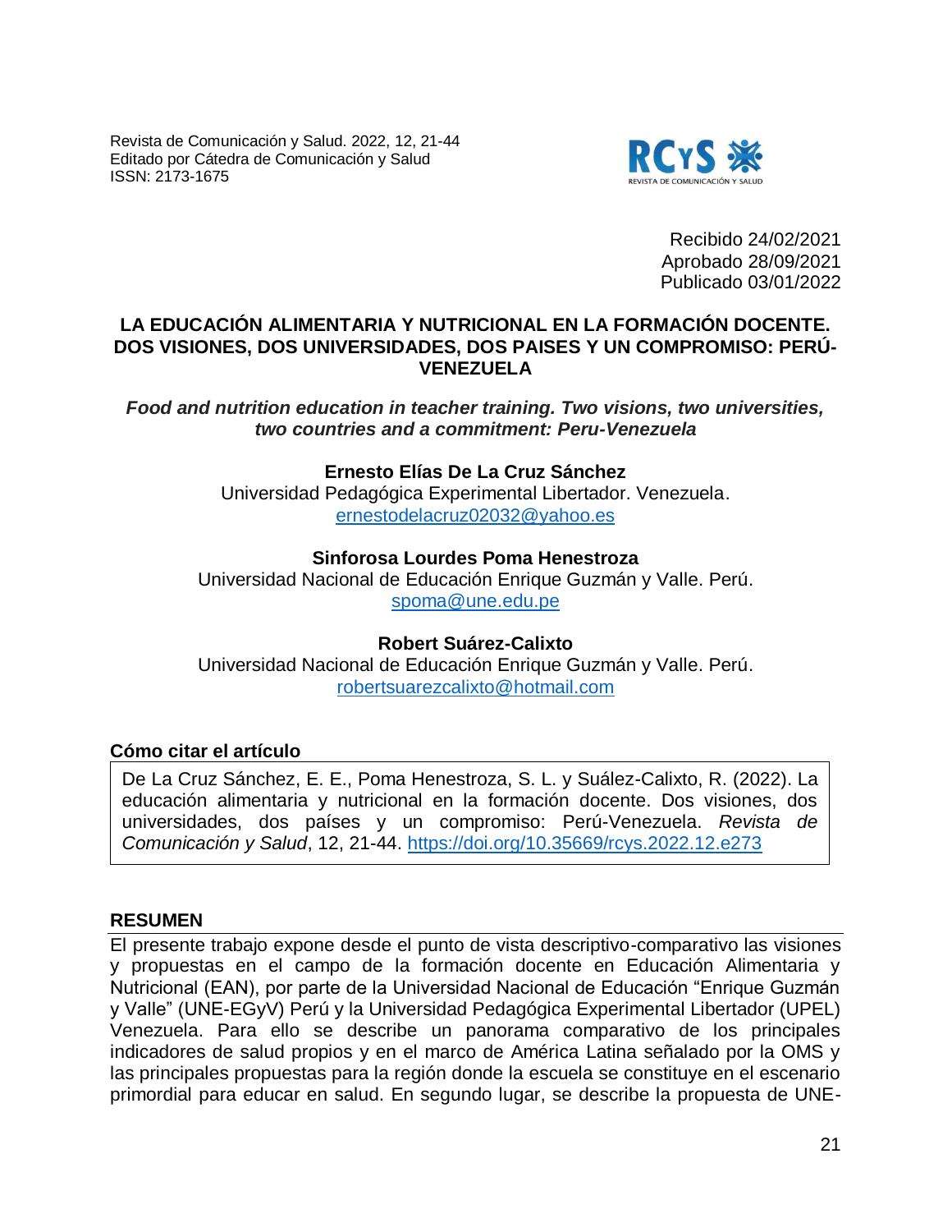Revista de Comunicación y Salud. 2022, 12, 21-44
Editado por Cátedra de Comunicación y Salud
ISSN: 2173-1675

Recibido 24/02/2021
Aprobado 28/09/2021
Publicado 03/01/2022

# LA EDUCACIÓN ALIMENTARIA Y NUTRICIONAL EN LA FORMACIÓN DOCENTE. DOS VISIONES, DOS UNIVERSIDADES, DOS PAISES Y UN COMPROMISO: PERÚ-VENEZUELA

***Food and nutrition education in teacher training. Two visions, two universities, two countries and a commitment: Peru-Venezuela***

**Ernesto Elías De La Cruz Sánchez**
Universidad Pedagógica Experimental Libertador. Venezuela.
ernestodelacruz02032@yahoo.es

**Sinforosa Lourdes Poma Henestroza**
Universidad Nacional de Educación Enrique Guzmán y Valle. Perú.
spoma@une.edu.pe

**Robert Suárez-Calixto**
Universidad Nacional de Educación Enrique Guzmán y Valle. Perú.
robertsuarezcalixto@hotmail.com

**Cómo citar el artículo**

De La Cruz Sánchez, E. E., Poma Henestroza, S. L. y Suález-Calixto, R. (2022). La educación alimentaria y nutricional en la formación docente. Dos visiones, dos universidades, dos países y un compromiso: Perú-Venezuela. *Revista de Comunicación y Salud*, 12, 21-44. https://doi.org/10.35669/rcys.2022.12.e273

## RESUMEN

El presente trabajo expone desde el punto de vista descriptivo-comparativo las visiones y propuestas en el campo de la formación docente en Educación Alimentaria y Nutricional (EAN), por parte de la Universidad Nacional de Educación "Enrique Guzmán y Valle" (UNE-EGyV) Perú y la Universidad Pedagógica Experimental Libertador (UPEL) Venezuela. Para ello se describe un panorama comparativo de los principales indicadores de salud propios y en el marco de América Latina señalado por la OMS y las principales propuestas para la región donde la escuela se constituye en el escenario primordial para educar en salud. En segundo lugar, se describe la propuesta de UNE-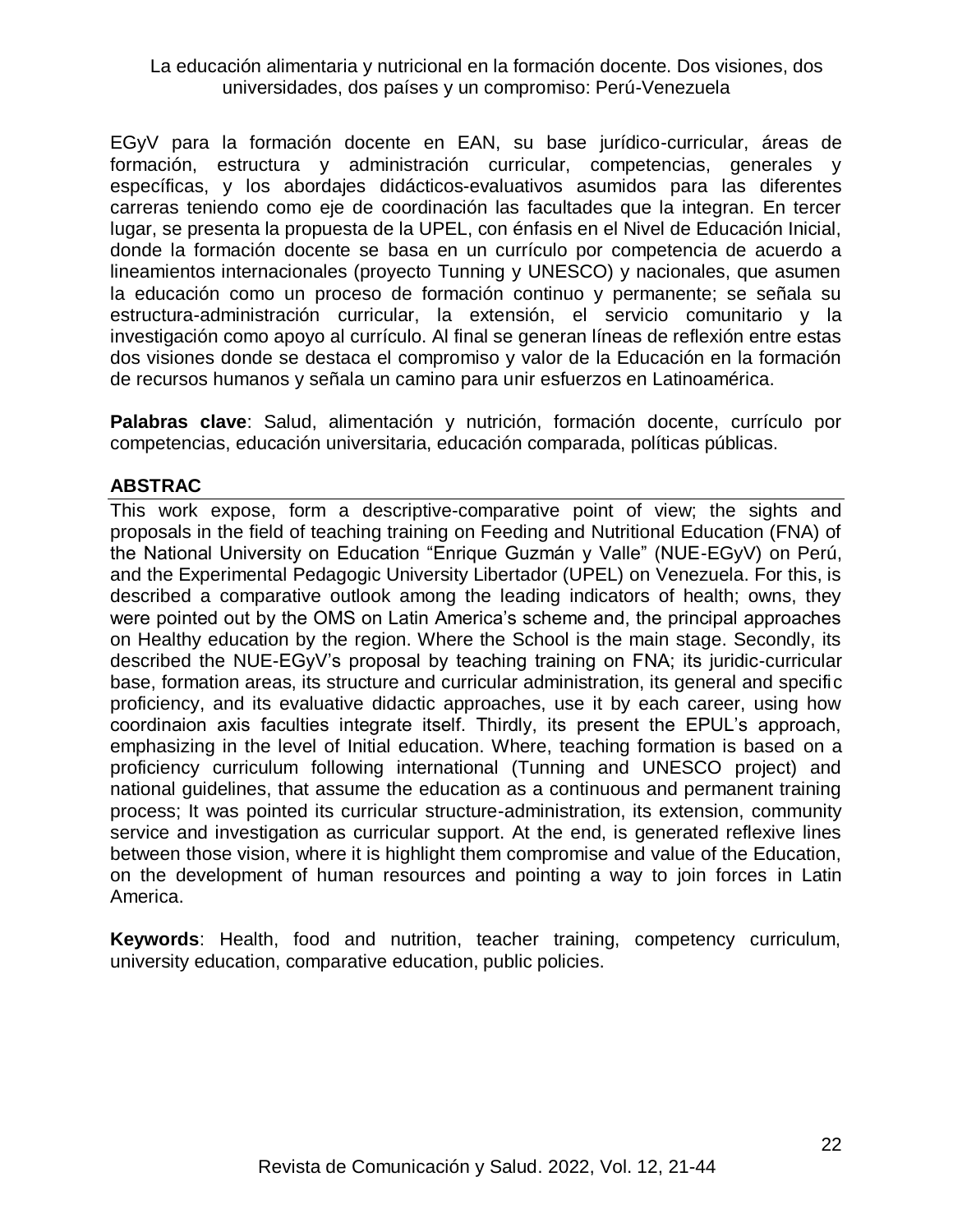EGyV para la formación docente en EAN, su base jurídico-curricular, áreas de formación, estructura y administración curricular, competencias, generales y específicas, y los abordajes didácticos-evaluativos asumidos para las diferentes carreras teniendo como eje de coordinación las facultades que la integran. En tercer lugar, se presenta la propuesta de la UPEL, con énfasis en el Nivel de Educación Inicial, donde la formación docente se basa en un currículo por competencia de acuerdo a lineamientos internacionales (proyecto Tunning y UNESCO) y nacionales, que asumen la educación como un proceso de formación continuo y permanente; se señala su estructura-administración curricular, la extensión, el servicio comunitario y la investigación como apoyo al currículo. Al final se generan líneas de reflexión entre estas dos visiones donde se destaca el compromiso y valor de la Educación en la formación de recursos humanos y señala un camino para unir esfuerzos en Latinoamérica.

**Palabras clave**: Salud, alimentación y nutrición, formación docente, currículo por competencias, educación universitaria, educación comparada, políticas públicas.

## ABSTRAC

This work expose, form a descriptive-comparative point of view; the sights and proposals in the field of teaching training on Feeding and Nutritional Education (FNA) of the National University on Education "Enrique Guzmán y Valle" (NUE-EGyV) on Perú, and the Experimental Pedagogic University Libertador (UPEL) on Venezuela. For this, is described a comparative outlook among the leading indicators of health; owns, they were pointed out by the OMS on Latin America's scheme and, the principal approaches on Healthy education by the region. Where the School is the main stage. Secondly, its described the NUE-EGyV's proposal by teaching training on FNA; its juridic-curricular base, formation areas, its structure and curricular administration, its general and specific proficiency, and its evaluative didactic approaches, use it by each career, using how coordinaion axis faculties integrate itself. Thirdly, its present the EPUL's approach, emphasizing in the level of Initial education. Where, teaching formation is based on a proficiency curriculum following international (Tunning and UNESCO project) and national guidelines, that assume the education as a continuous and permanent training process; It was pointed its curricular structure-administration, its extension, community service and investigation as curricular support. At the end, is generated reflexive lines between those vision, where it is highlight them compromise and value of the Education, on the development of human resources and pointing a way to join forces in Latin America.

**Keywords**: Health, food and nutrition, teacher training, competency curriculum, university education, comparative education, public policies.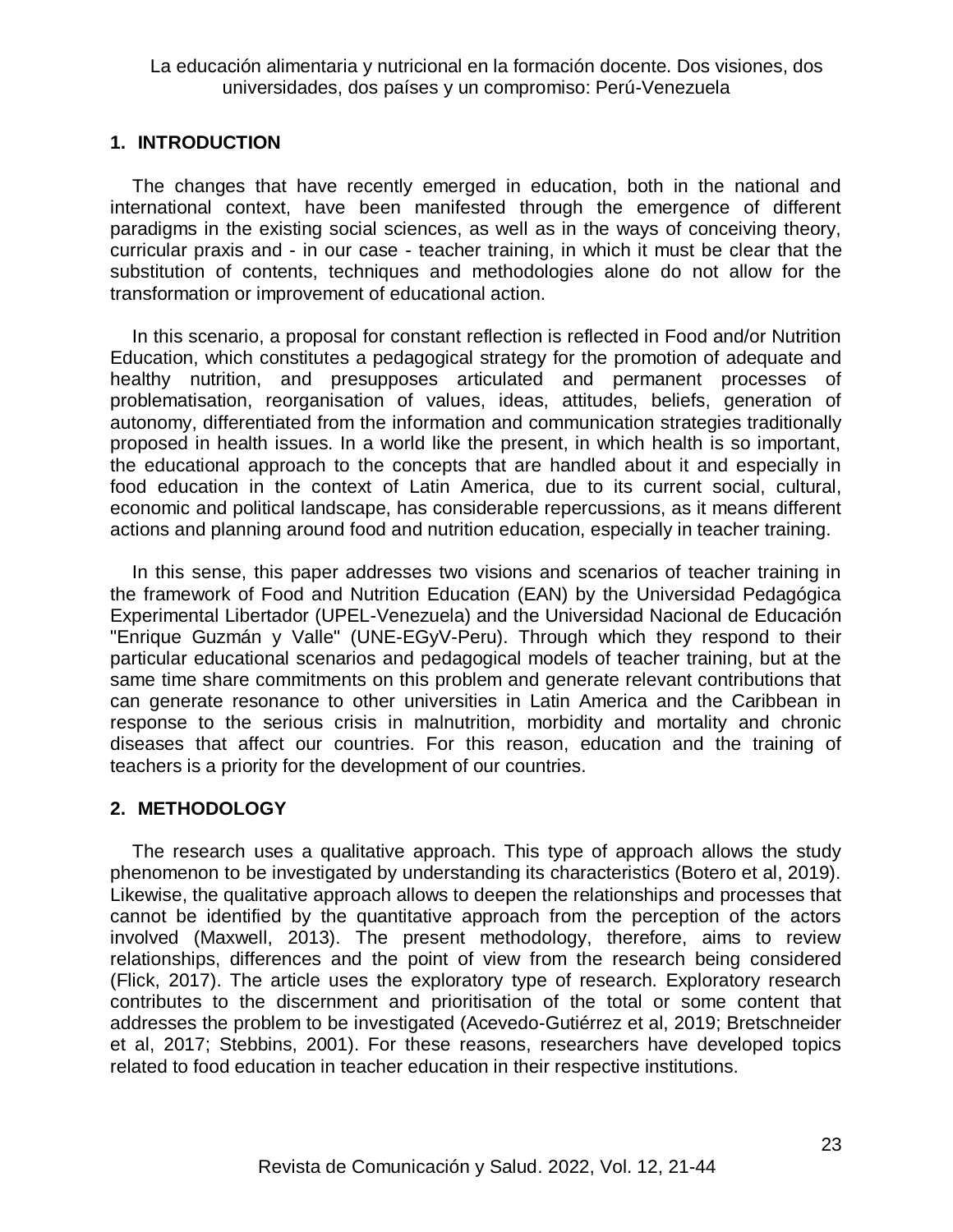## 1. INTRODUCTION

The changes that have recently emerged in education, both in the national and international context, have been manifested through the emergence of different paradigms in the existing social sciences, as well as in the ways of conceiving theory, curricular praxis and - in our case - teacher training, in which it must be clear that the substitution of contents, techniques and methodologies alone do not allow for the transformation or improvement of educational action.

In this scenario, a proposal for constant reflection is reflected in Food and/or Nutrition Education, which constitutes a pedagogical strategy for the promotion of adequate and healthy nutrition, and presupposes articulated and permanent processes of problematisation, reorganisation of values, ideas, attitudes, beliefs, generation of autonomy, differentiated from the information and communication strategies traditionally proposed in health issues. In a world like the present, in which health is so important, the educational approach to the concepts that are handled about it and especially in food education in the context of Latin America, due to its current social, cultural, economic and political landscape, has considerable repercussions, as it means different actions and planning around food and nutrition education, especially in teacher training.

In this sense, this paper addresses two visions and scenarios of teacher training in the framework of Food and Nutrition Education (EAN) by the Universidad Pedagógica Experimental Libertador (UPEL-Venezuela) and the Universidad Nacional de Educación "Enrique Guzmán y Valle" (UNE-EGyV-Peru). Through which they respond to their particular educational scenarios and pedagogical models of teacher training, but at the same time share commitments on this problem and generate relevant contributions that can generate resonance to other universities in Latin America and the Caribbean in response to the serious crisis in malnutrition, morbidity and mortality and chronic diseases that affect our countries. For this reason, education and the training of teachers is a priority for the development of our countries.

## 2. METHODOLOGY

The research uses a qualitative approach. This type of approach allows the study phenomenon to be investigated by understanding its characteristics (Botero et al, 2019). Likewise, the qualitative approach allows to deepen the relationships and processes that cannot be identified by the quantitative approach from the perception of the actors involved (Maxwell, 2013). The present methodology, therefore, aims to review relationships, differences and the point of view from the research being considered (Flick, 2017). The article uses the exploratory type of research. Exploratory research contributes to the discernment and prioritisation of the total or some content that addresses the problem to be investigated (Acevedo-Gutiérrez et al, 2019; Bretschneider et al, 2017; Stebbins, 2001). For these reasons, researchers have developed topics related to food education in teacher education in their respective institutions.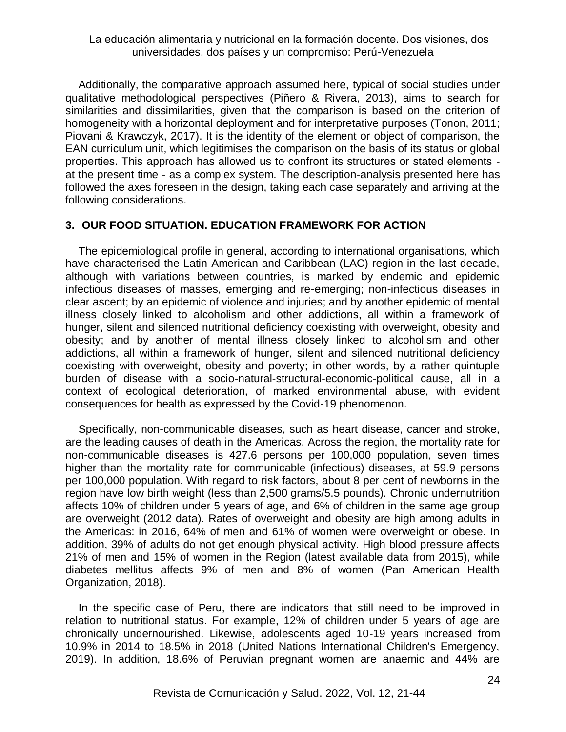Additionally, the comparative approach assumed here, typical of social studies under qualitative methodological perspectives (Piñero & Rivera, 2013), aims to search for similarities and dissimilarities, given that the comparison is based on the criterion of homogeneity with a horizontal deployment and for interpretative purposes (Tonon, 2011; Piovani & Krawczyk, 2017). It is the identity of the element or object of comparison, the EAN curriculum unit, which legitimises the comparison on the basis of its status or global properties. This approach has allowed us to confront its structures or stated elements - at the present time - as a complex system. The description-analysis presented here has followed the axes foreseen in the design, taking each case separately and arriving at the following considerations.

## 3. OUR FOOD SITUATION. EDUCATION FRAMEWORK FOR ACTION

The epidemiological profile in general, according to international organisations, which have characterised the Latin American and Caribbean (LAC) region in the last decade, although with variations between countries, is marked by endemic and epidemic infectious diseases of masses, emerging and re-emerging; non-infectious diseases in clear ascent; by an epidemic of violence and injuries; and by another epidemic of mental illness closely linked to alcoholism and other addictions, all within a framework of hunger, silent and silenced nutritional deficiency coexisting with overweight, obesity and obesity; and by another of mental illness closely linked to alcoholism and other addictions, all within a framework of hunger, silent and silenced nutritional deficiency coexisting with overweight, obesity and poverty; in other words, by a rather quintuple burden of disease with a socio-natural-structural-economic-political cause, all in a context of ecological deterioration, of marked environmental abuse, with evident consequences for health as expressed by the Covid-19 phenomenon.

Specifically, non-communicable diseases, such as heart disease, cancer and stroke, are the leading causes of death in the Americas. Across the region, the mortality rate for non-communicable diseases is 427.6 persons per 100,000 population, seven times higher than the mortality rate for communicable (infectious) diseases, at 59.9 persons per 100,000 population. With regard to risk factors, about 8 per cent of newborns in the region have low birth weight (less than 2,500 grams/5.5 pounds). Chronic undernutrition affects 10% of children under 5 years of age, and 6% of children in the same age group are overweight (2012 data). Rates of overweight and obesity are high among adults in the Americas: in 2016, 64% of men and 61% of women were overweight or obese. In addition, 39% of adults do not get enough physical activity. High blood pressure affects 21% of men and 15% of women in the Region (latest available data from 2015), while diabetes mellitus affects 9% of men and 8% of women (Pan American Health Organization, 2018).

In the specific case of Peru, there are indicators that still need to be improved in relation to nutritional status. For example, 12% of children under 5 years of age are chronically undernourished. Likewise, adolescents aged 10-19 years increased from 10.9% in 2014 to 18.5% in 2018 (United Nations International Children's Emergency, 2019). In addition, 18.6% of Peruvian pregnant women are anaemic and 44% are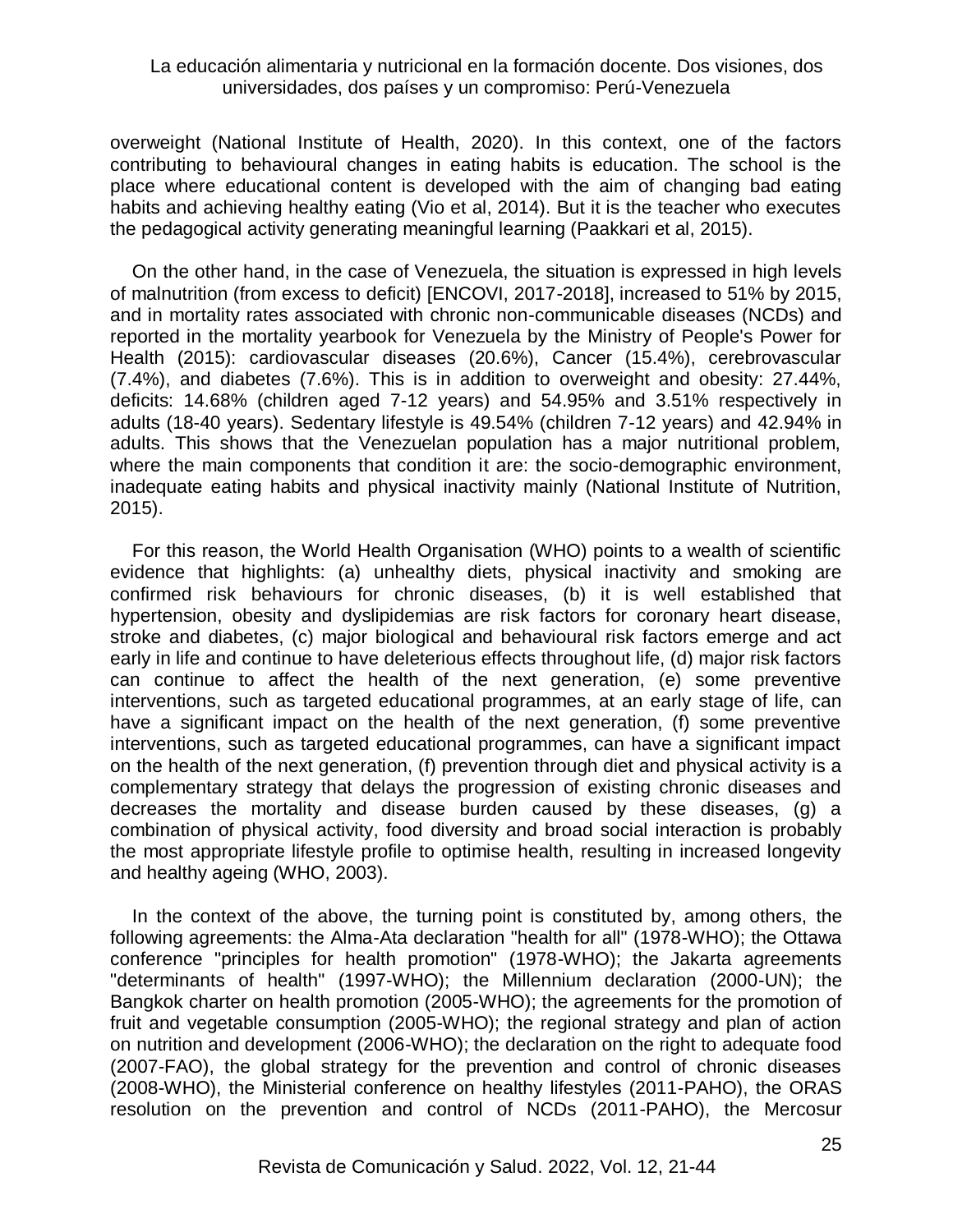overweight (National Institute of Health, 2020). In this context, one of the factors contributing to behavioural changes in eating habits is education. The school is the place where educational content is developed with the aim of changing bad eating habits and achieving healthy eating (Vio et al, 2014). But it is the teacher who executes the pedagogical activity generating meaningful learning (Paakkari et al, 2015).

On the other hand, in the case of Venezuela, the situation is expressed in high levels of malnutrition (from excess to deficit) [ENCOVI, 2017-2018], increased to 51% by 2015, and in mortality rates associated with chronic non-communicable diseases (NCDs) and reported in the mortality yearbook for Venezuela by the Ministry of People's Power for Health (2015): cardiovascular diseases (20.6%), Cancer (15.4%), cerebrovascular (7.4%), and diabetes (7.6%). This is in addition to overweight and obesity: 27.44%, deficits: 14.68% (children aged 7-12 years) and 54.95% and 3.51% respectively in adults (18-40 years). Sedentary lifestyle is 49.54% (children 7-12 years) and 42.94% in adults. This shows that the Venezuelan population has a major nutritional problem, where the main components that condition it are: the socio-demographic environment, inadequate eating habits and physical inactivity mainly (National Institute of Nutrition, 2015).

For this reason, the World Health Organisation (WHO) points to a wealth of scientific evidence that highlights: (a) unhealthy diets, physical inactivity and smoking are confirmed risk behaviours for chronic diseases, (b) it is well established that hypertension, obesity and dyslipidemias are risk factors for coronary heart disease, stroke and diabetes, (c) major biological and behavioural risk factors emerge and act early in life and continue to have deleterious effects throughout life, (d) major risk factors can continue to affect the health of the next generation, (e) some preventive interventions, such as targeted educational programmes, at an early stage of life, can have a significant impact on the health of the next generation, (f) some preventive interventions, such as targeted educational programmes, can have a significant impact on the health of the next generation, (f) prevention through diet and physical activity is a complementary strategy that delays the progression of existing chronic diseases and decreases the mortality and disease burden caused by these diseases, (g) a combination of physical activity, food diversity and broad social interaction is probably the most appropriate lifestyle profile to optimise health, resulting in increased longevity and healthy ageing (WHO, 2003).

In the context of the above, the turning point is constituted by, among others, the following agreements: the Alma-Ata declaration "health for all" (1978-WHO); the Ottawa conference "principles for health promotion" (1978-WHO); the Jakarta agreements "determinants of health" (1997-WHO); the Millennium declaration (2000-UN); the Bangkok charter on health promotion (2005-WHO); the agreements for the promotion of fruit and vegetable consumption (2005-WHO); the regional strategy and plan of action on nutrition and development (2006-WHO); the declaration on the right to adequate food (2007-FAO), the global strategy for the prevention and control of chronic diseases (2008-WHO), the Ministerial conference on healthy lifestyles (2011-PAHO), the ORAS resolution on the prevention and control of NCDs (2011-PAHO), the Mercosur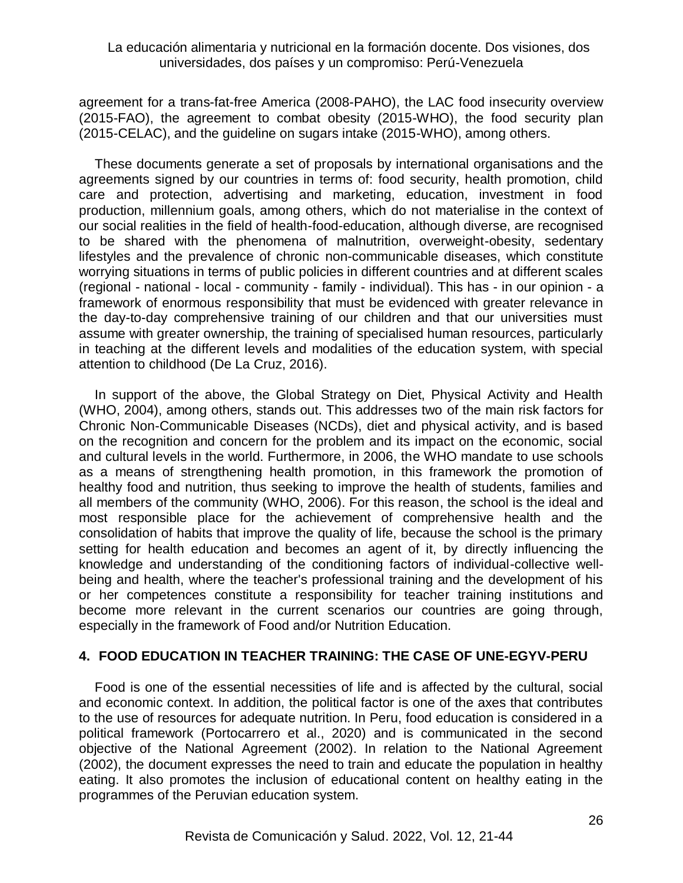agreement for a trans-fat-free America (2008-PAHO), the LAC food insecurity overview (2015-FAO), the agreement to combat obesity (2015-WHO), the food security plan (2015-CELAC), and the guideline on sugars intake (2015-WHO), among others.

These documents generate a set of proposals by international organisations and the agreements signed by our countries in terms of: food security, health promotion, child care and protection, advertising and marketing, education, investment in food production, millennium goals, among others, which do not materialise in the context of our social realities in the field of health-food-education, although diverse, are recognised to be shared with the phenomena of malnutrition, overweight-obesity, sedentary lifestyles and the prevalence of chronic non-communicable diseases, which constitute worrying situations in terms of public policies in different countries and at different scales (regional - national - local - community - family - individual). This has - in our opinion - a framework of enormous responsibility that must be evidenced with greater relevance in the day-to-day comprehensive training of our children and that our universities must assume with greater ownership, the training of specialised human resources, particularly in teaching at the different levels and modalities of the education system, with special attention to childhood (De La Cruz, 2016).

In support of the above, the Global Strategy on Diet, Physical Activity and Health (WHO, 2004), among others, stands out. This addresses two of the main risk factors for Chronic Non-Communicable Diseases (NCDs), diet and physical activity, and is based on the recognition and concern for the problem and its impact on the economic, social and cultural levels in the world. Furthermore, in 2006, the WHO mandate to use schools as a means of strengthening health promotion, in this framework the promotion of healthy food and nutrition, thus seeking to improve the health of students, families and all members of the community (WHO, 2006). For this reason, the school is the ideal and most responsible place for the achievement of comprehensive health and the consolidation of habits that improve the quality of life, because the school is the primary setting for health education and becomes an agent of it, by directly influencing the knowledge and understanding of the conditioning factors of individual-collective well-being and health, where the teacher's professional training and the development of his or her competences constitute a responsibility for teacher training institutions and become more relevant in the current scenarios our countries are going through, especially in the framework of Food and/or Nutrition Education.

## 4. FOOD EDUCATION IN TEACHER TRAINING: THE CASE OF UNE-EGYV-PERU

Food is one of the essential necessities of life and is affected by the cultural, social and economic context. In addition, the political factor is one of the axes that contributes to the use of resources for adequate nutrition. In Peru, food education is considered in a political framework (Portocarrero et al., 2020) and is communicated in the second objective of the National Agreement (2002). In relation to the National Agreement (2002), the document expresses the need to train and educate the population in healthy eating. It also promotes the inclusion of educational content on healthy eating in the programmes of the Peruvian education system.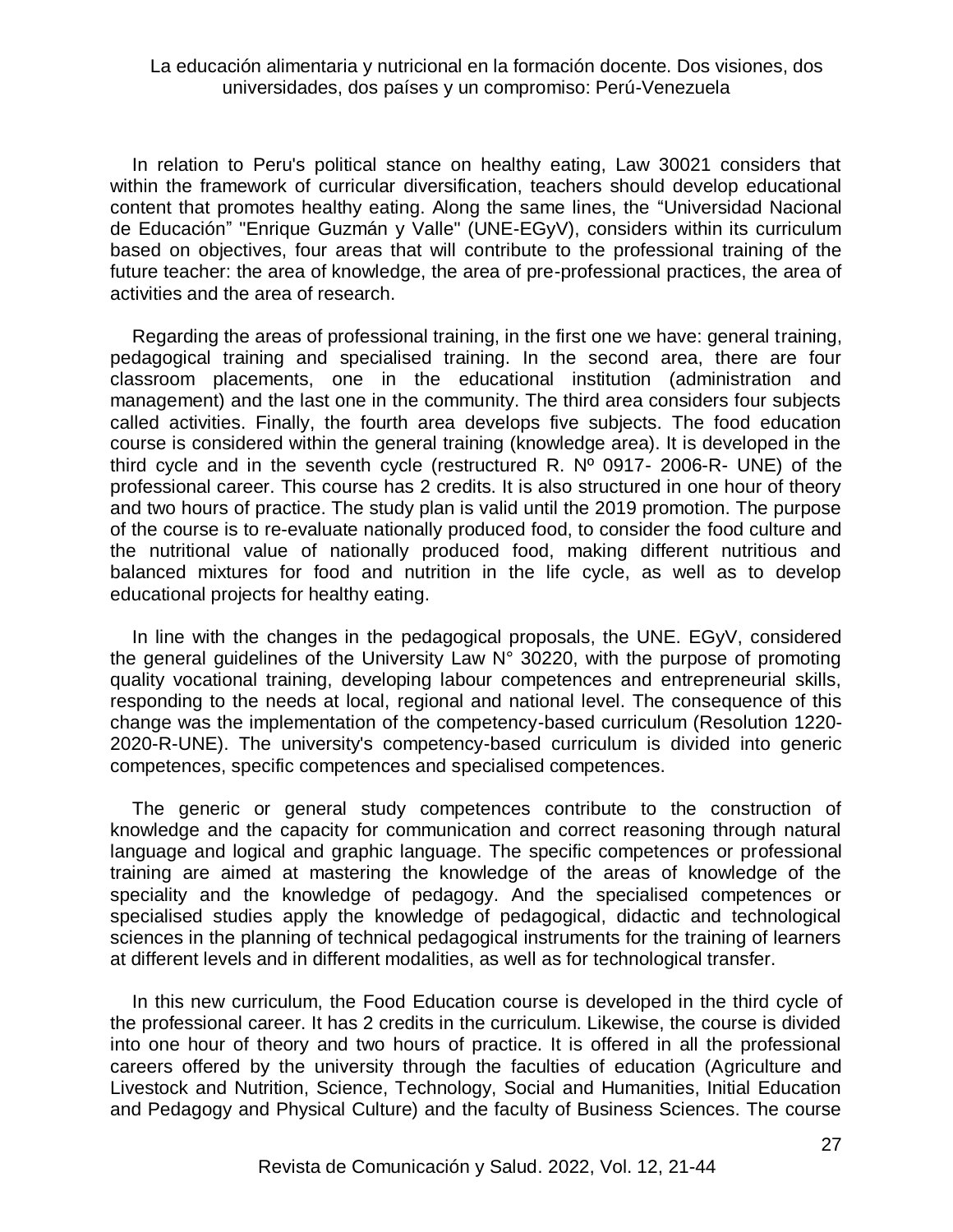In relation to Peru's political stance on healthy eating, Law 30021 considers that within the framework of curricular diversification, teachers should develop educational content that promotes healthy eating. Along the same lines, the "Universidad Nacional de Educación" "Enrique Guzmán y Valle" (UNE-EGyV), considers within its curriculum based on objectives, four areas that will contribute to the professional training of the future teacher: the area of knowledge, the area of pre-professional practices, the area of activities and the area of research.

Regarding the areas of professional training, in the first one we have: general training, pedagogical training and specialised training. In the second area, there are four classroom placements, one in the educational institution (administration and management) and the last one in the community. The third area considers four subjects called activities. Finally, the fourth area develops five subjects. The food education course is considered within the general training (knowledge area). It is developed in the third cycle and in the seventh cycle (restructured R. Nº 0917- 2006-R- UNE) of the professional career. This course has 2 credits. It is also structured in one hour of theory and two hours of practice. The study plan is valid until the 2019 promotion. The purpose of the course is to re-evaluate nationally produced food, to consider the food culture and the nutritional value of nationally produced food, making different nutritious and balanced mixtures for food and nutrition in the life cycle, as well as to develop educational projects for healthy eating.

In line with the changes in the pedagogical proposals, the UNE. EGyV, considered the general guidelines of the University Law N° 30220, with the purpose of promoting quality vocational training, developing labour competences and entrepreneurial skills, responding to the needs at local, regional and national level. The consequence of this change was the implementation of the competency-based curriculum (Resolution 1220-2020-R-UNE). The university's competency-based curriculum is divided into generic competences, specific competences and specialised competences.

The generic or general study competences contribute to the construction of knowledge and the capacity for communication and correct reasoning through natural language and logical and graphic language. The specific competences or professional training are aimed at mastering the knowledge of the areas of knowledge of the speciality and the knowledge of pedagogy. And the specialised competences or specialised studies apply the knowledge of pedagogical, didactic and technological sciences in the planning of technical pedagogical instruments for the training of learners at different levels and in different modalities, as well as for technological transfer.

In this new curriculum, the Food Education course is developed in the third cycle of the professional career. It has 2 credits in the curriculum. Likewise, the course is divided into one hour of theory and two hours of practice. It is offered in all the professional careers offered by the university through the faculties of education (Agriculture and Livestock and Nutrition, Science, Technology, Social and Humanities, Initial Education and Pedagogy and Physical Culture) and the faculty of Business Sciences. The course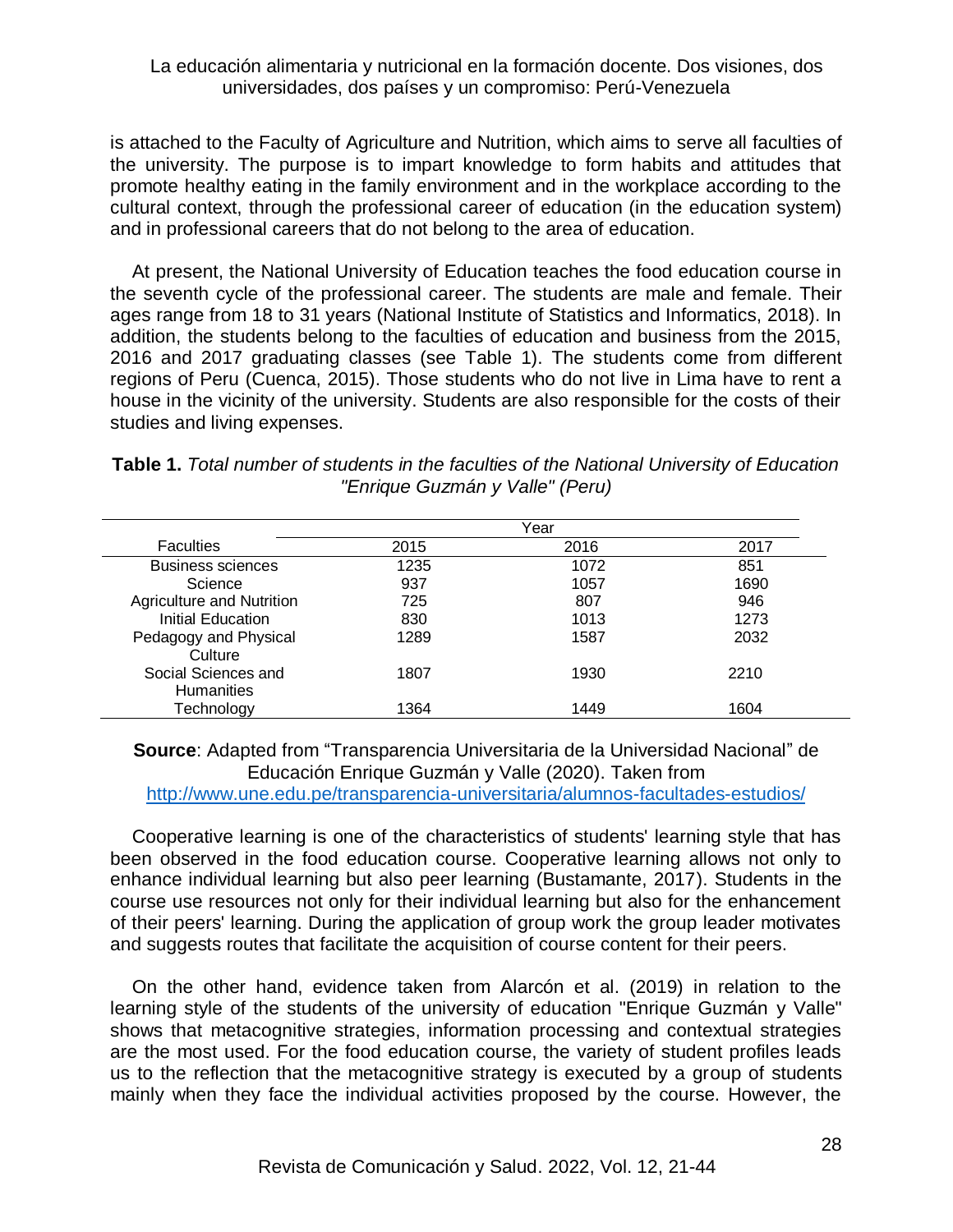is attached to the Faculty of Agriculture and Nutrition, which aims to serve all faculties of the university. The purpose is to impart knowledge to form habits and attitudes that promote healthy eating in the family environment and in the workplace according to the cultural context, through the professional career of education (in the education system) and in professional careers that do not belong to the area of education.

At present, the National University of Education teaches the food education course in the seventh cycle of the professional career. The students are male and female. Their ages range from 18 to 31 years (National Institute of Statistics and Informatics, 2018). In addition, the students belong to the faculties of education and business from the 2015, 2016 and 2017 graduating classes (see Table 1). The students come from different regions of Peru (Cuenca, 2015). Those students who do not live in Lima have to rent a house in the vicinity of the university. Students are also responsible for the costs of their studies and living expenses.

**Table 1.** *Total number of students in the faculties of the National University of Education "Enrique Guzmán y Valle" (Peru)*

| Faculties | Year | | |
|---|---|---|---|
| | 2015 | 2016 | 2017 |
| Business sciences | 1235 | 1072 | 851 |
| Science | 937 | 1057 | 1690 |
| Agriculture and Nutrition | 725 | 807 | 946 |
| Initial Education | 830 | 1013 | 1273 |
| Pedagogy and Physical Culture | 1289 | 1587 | 2032 |
| Social Sciences and Humanities | 1807 | 1930 | 2210 |
| Technology | 1364 | 1449 | 1604 |

**Source**: Adapted from "Transparencia Universitaria de la Universidad Nacional" de Educación Enrique Guzmán y Valle (2020). Taken from http://www.une.edu.pe/transparencia-universitaria/alumnos-facultades-estudios/

Cooperative learning is one of the characteristics of students' learning style that has been observed in the food education course. Cooperative learning allows not only to enhance individual learning but also peer learning (Bustamante, 2017). Students in the course use resources not only for their individual learning but also for the enhancement of their peers' learning. During the application of group work the group leader motivates and suggests routes that facilitate the acquisition of course content for their peers.

On the other hand, evidence taken from Alarcón et al. (2019) in relation to the learning style of the students of the university of education "Enrique Guzmán y Valle" shows that metacognitive strategies, information processing and contextual strategies are the most used. For the food education course, the variety of student profiles leads us to the reflection that the metacognitive strategy is executed by a group of students mainly when they face the individual activities proposed by the course. However, the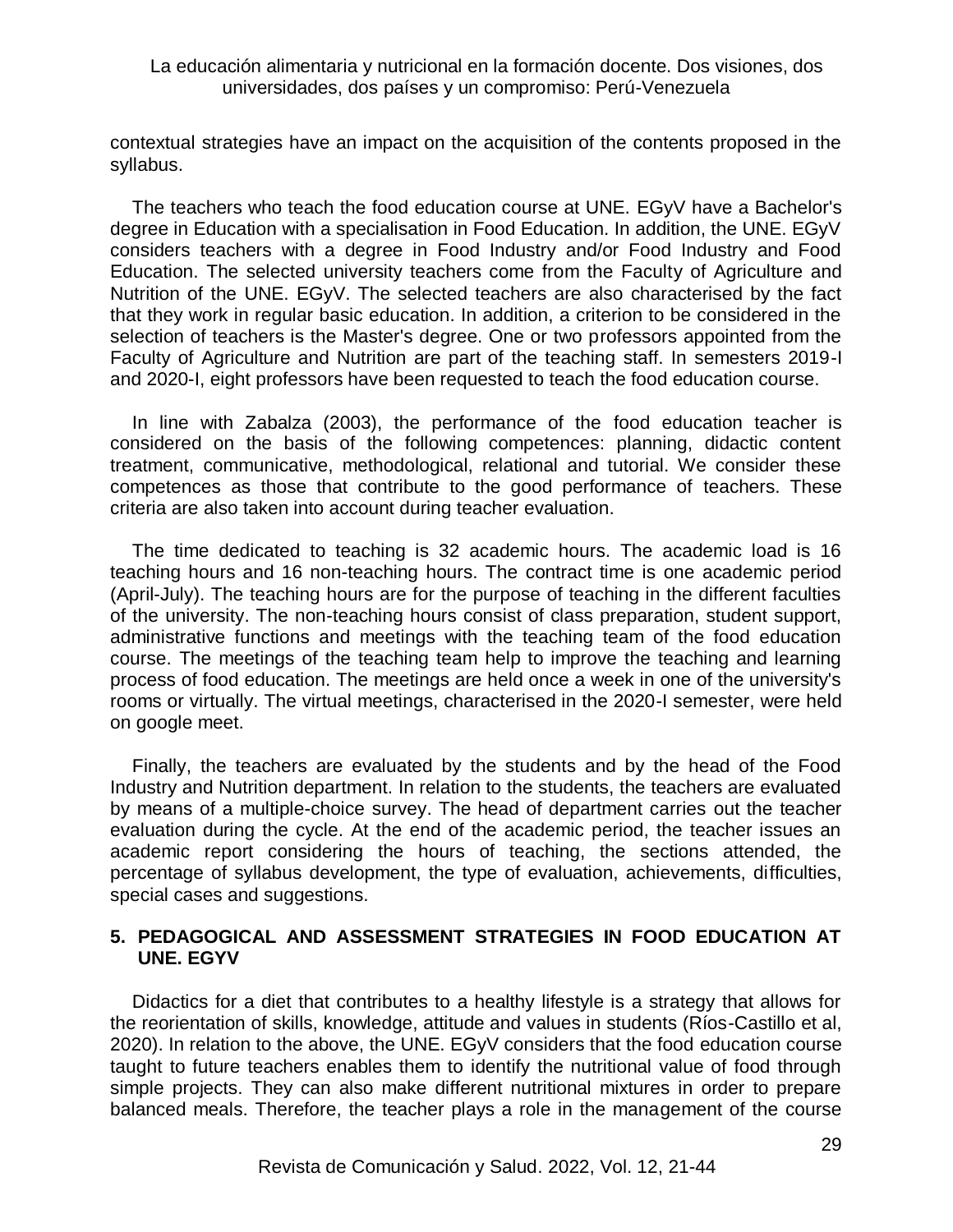contextual strategies have an impact on the acquisition of the contents proposed in the syllabus.

The teachers who teach the food education course at UNE. EGyV have a Bachelor's degree in Education with a specialisation in Food Education. In addition, the UNE. EGyV considers teachers with a degree in Food Industry and/or Food Industry and Food Education. The selected university teachers come from the Faculty of Agriculture and Nutrition of the UNE. EGyV. The selected teachers are also characterised by the fact that they work in regular basic education. In addition, a criterion to be considered in the selection of teachers is the Master's degree. One or two professors appointed from the Faculty of Agriculture and Nutrition are part of the teaching staff. In semesters 2019-I and 2020-I, eight professors have been requested to teach the food education course.

In line with Zabalza (2003), the performance of the food education teacher is considered on the basis of the following competences: planning, didactic content treatment, communicative, methodological, relational and tutorial. We consider these competences as those that contribute to the good performance of teachers. These criteria are also taken into account during teacher evaluation.

The time dedicated to teaching is 32 academic hours. The academic load is 16 teaching hours and 16 non-teaching hours. The contract time is one academic period (April-July). The teaching hours are for the purpose of teaching in the different faculties of the university. The non-teaching hours consist of class preparation, student support, administrative functions and meetings with the teaching team of the food education course. The meetings of the teaching team help to improve the teaching and learning process of food education. The meetings are held once a week in one of the university's rooms or virtually. The virtual meetings, characterised in the 2020-I semester, were held on google meet.

Finally, the teachers are evaluated by the students and by the head of the Food Industry and Nutrition department. In relation to the students, the teachers are evaluated by means of a multiple-choice survey. The head of department carries out the teacher evaluation during the cycle. At the end of the academic period, the teacher issues an academic report considering the hours of teaching, the sections attended, the percentage of syllabus development, the type of evaluation, achievements, difficulties, special cases and suggestions.

## 5. PEDAGOGICAL AND ASSESSMENT STRATEGIES IN FOOD EDUCATION AT UNE. EGYV

Didactics for a diet that contributes to a healthy lifestyle is a strategy that allows for the reorientation of skills, knowledge, attitude and values in students (Ríos-Castillo et al, 2020). In relation to the above, the UNE. EGyV considers that the food education course taught to future teachers enables them to identify the nutritional value of food through simple projects. They can also make different nutritional mixtures in order to prepare balanced meals. Therefore, the teacher plays a role in the management of the course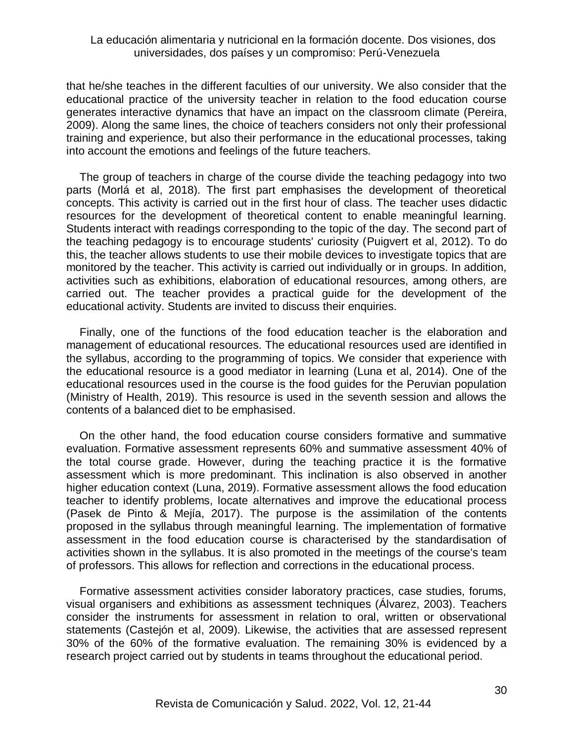that he/she teaches in the different faculties of our university. We also consider that the educational practice of the university teacher in relation to the food education course generates interactive dynamics that have an impact on the classroom climate (Pereira, 2009). Along the same lines, the choice of teachers considers not only their professional training and experience, but also their performance in the educational processes, taking into account the emotions and feelings of the future teachers.

The group of teachers in charge of the course divide the teaching pedagogy into two parts (Morlá et al, 2018). The first part emphasises the development of theoretical concepts. This activity is carried out in the first hour of class. The teacher uses didactic resources for the development of theoretical content to enable meaningful learning. Students interact with readings corresponding to the topic of the day. The second part of the teaching pedagogy is to encourage students' curiosity (Puigvert et al, 2012). To do this, the teacher allows students to use their mobile devices to investigate topics that are monitored by the teacher. This activity is carried out individually or in groups. In addition, activities such as exhibitions, elaboration of educational resources, among others, are carried out. The teacher provides a practical guide for the development of the educational activity. Students are invited to discuss their enquiries.

Finally, one of the functions of the food education teacher is the elaboration and management of educational resources. The educational resources used are identified in the syllabus, according to the programming of topics. We consider that experience with the educational resource is a good mediator in learning (Luna et al, 2014). One of the educational resources used in the course is the food guides for the Peruvian population (Ministry of Health, 2019). This resource is used in the seventh session and allows the contents of a balanced diet to be emphasised.

On the other hand, the food education course considers formative and summative evaluation. Formative assessment represents 60% and summative assessment 40% of the total course grade. However, during the teaching practice it is the formative assessment which is more predominant. This inclination is also observed in another higher education context (Luna, 2019). Formative assessment allows the food education teacher to identify problems, locate alternatives and improve the educational process (Pasek de Pinto & Mejía, 2017). The purpose is the assimilation of the contents proposed in the syllabus through meaningful learning. The implementation of formative assessment in the food education course is characterised by the standardisation of activities shown in the syllabus. It is also promoted in the meetings of the course's team of professors. This allows for reflection and corrections in the educational process.

Formative assessment activities consider laboratory practices, case studies, forums, visual organisers and exhibitions as assessment techniques (Álvarez, 2003). Teachers consider the instruments for assessment in relation to oral, written or observational statements (Castejón et al, 2009). Likewise, the activities that are assessed represent 30% of the 60% of the formative evaluation. The remaining 30% is evidenced by a research project carried out by students in teams throughout the educational period.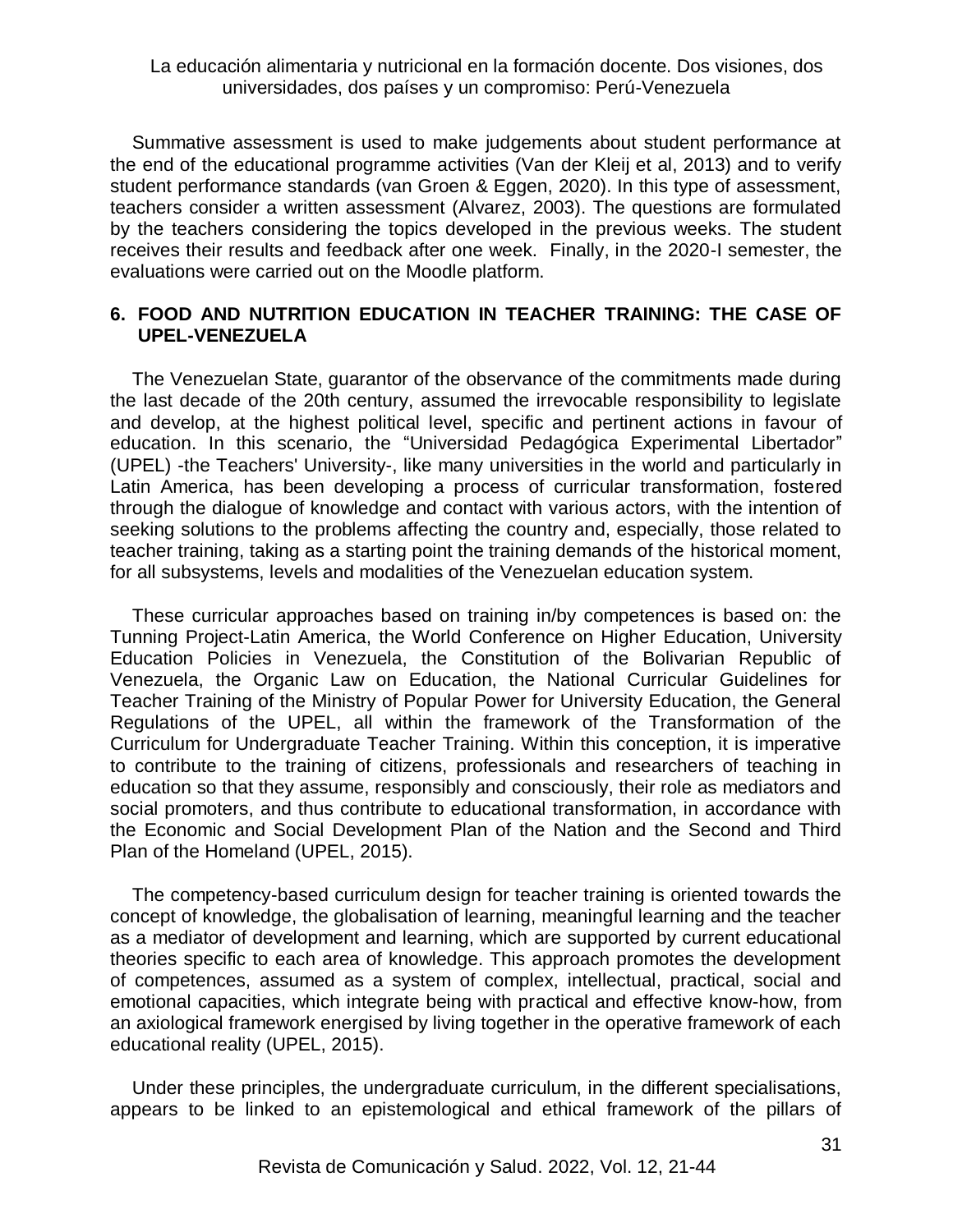Summative assessment is used to make judgements about student performance at the end of the educational programme activities (Van der Kleij et al, 2013) and to verify student performance standards (van Groen & Eggen, 2020). In this type of assessment, teachers consider a written assessment (Alvarez, 2003). The questions are formulated by the teachers considering the topics developed in the previous weeks. The student receives their results and feedback after one week. Finally, in the 2020-I semester, the evaluations were carried out on the Moodle platform.

## 6. FOOD AND NUTRITION EDUCATION IN TEACHER TRAINING: THE CASE OF UPEL-VENEZUELA

The Venezuelan State, guarantor of the observance of the commitments made during the last decade of the 20th century, assumed the irrevocable responsibility to legislate and develop, at the highest political level, specific and pertinent actions in favour of education. In this scenario, the "Universidad Pedagógica Experimental Libertador" (UPEL) -the Teachers' University-, like many universities in the world and particularly in Latin America, has been developing a process of curricular transformation, fostered through the dialogue of knowledge and contact with various actors, with the intention of seeking solutions to the problems affecting the country and, especially, those related to teacher training, taking as a starting point the training demands of the historical moment, for all subsystems, levels and modalities of the Venezuelan education system.

These curricular approaches based on training in/by competences is based on: the Tunning Project-Latin America, the World Conference on Higher Education, University Education Policies in Venezuela, the Constitution of the Bolivarian Republic of Venezuela, the Organic Law on Education, the National Curricular Guidelines for Teacher Training of the Ministry of Popular Power for University Education, the General Regulations of the UPEL, all within the framework of the Transformation of the Curriculum for Undergraduate Teacher Training. Within this conception, it is imperative to contribute to the training of citizens, professionals and researchers of teaching in education so that they assume, responsibly and consciously, their role as mediators and social promoters, and thus contribute to educational transformation, in accordance with the Economic and Social Development Plan of the Nation and the Second and Third Plan of the Homeland (UPEL, 2015).

The competency-based curriculum design for teacher training is oriented towards the concept of knowledge, the globalisation of learning, meaningful learning and the teacher as a mediator of development and learning, which are supported by current educational theories specific to each area of knowledge. This approach promotes the development of competences, assumed as a system of complex, intellectual, practical, social and emotional capacities, which integrate being with practical and effective know-how, from an axiological framework energised by living together in the operative framework of each educational reality (UPEL, 2015).

Under these principles, the undergraduate curriculum, in the different specialisations, appears to be linked to an epistemological and ethical framework of the pillars of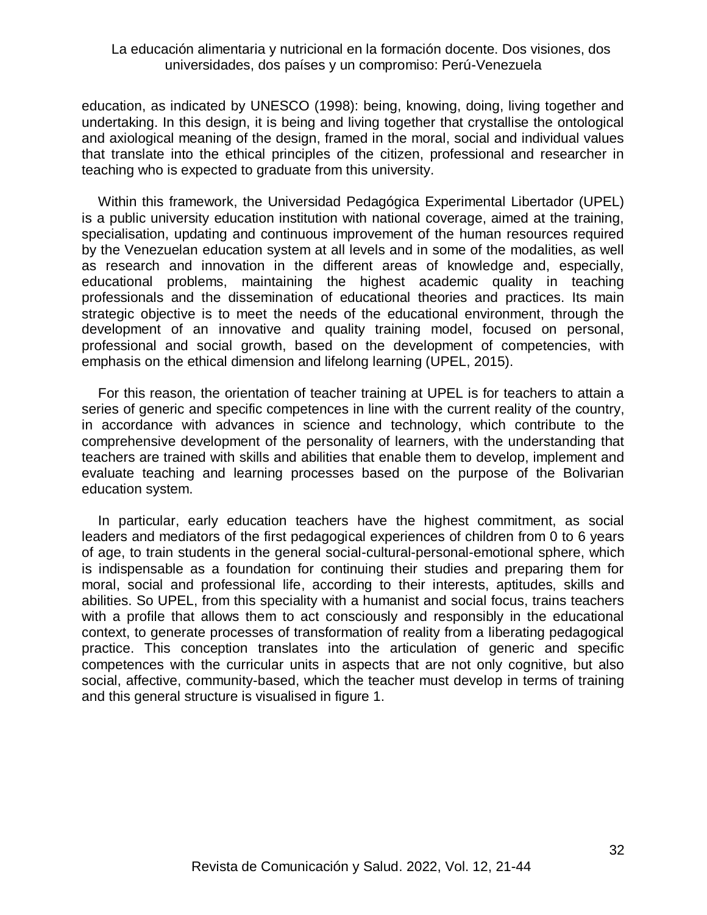education, as indicated by UNESCO (1998): being, knowing, doing, living together and undertaking. In this design, it is being and living together that crystallise the ontological and axiological meaning of the design, framed in the moral, social and individual values that translate into the ethical principles of the citizen, professional and researcher in teaching who is expected to graduate from this university.

Within this framework, the Universidad Pedagógica Experimental Libertador (UPEL) is a public university education institution with national coverage, aimed at the training, specialisation, updating and continuous improvement of the human resources required by the Venezuelan education system at all levels and in some of the modalities, as well as research and innovation in the different areas of knowledge and, especially, educational problems, maintaining the highest academic quality in teaching professionals and the dissemination of educational theories and practices. Its main strategic objective is to meet the needs of the educational environment, through the development of an innovative and quality training model, focused on personal, professional and social growth, based on the development of competencies, with emphasis on the ethical dimension and lifelong learning (UPEL, 2015).

For this reason, the orientation of teacher training at UPEL is for teachers to attain a series of generic and specific competences in line with the current reality of the country, in accordance with advances in science and technology, which contribute to the comprehensive development of the personality of learners, with the understanding that teachers are trained with skills and abilities that enable them to develop, implement and evaluate teaching and learning processes based on the purpose of the Bolivarian education system.

In particular, early education teachers have the highest commitment, as social leaders and mediators of the first pedagogical experiences of children from 0 to 6 years of age, to train students in the general social-cultural-personal-emotional sphere, which is indispensable as a foundation for continuing their studies and preparing them for moral, social and professional life, according to their interests, aptitudes, skills and abilities. So UPEL, from this speciality with a humanist and social focus, trains teachers with a profile that allows them to act consciously and responsibly in the educational context, to generate processes of transformation of reality from a liberating pedagogical practice. This conception translates into the articulation of generic and specific competences with the curricular units in aspects that are not only cognitive, but also social, affective, community-based, which the teacher must develop in terms of training and this general structure is visualised in figure 1.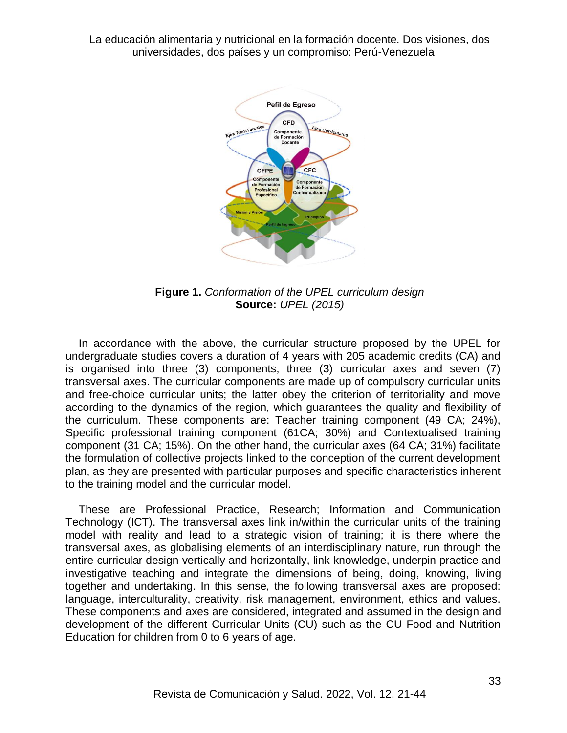**Figure 1.** *Conformation of the UPEL curriculum design*
**Source:** *UPEL (2015)*

In accordance with the above, the curricular structure proposed by the UPEL for undergraduate studies covers a duration of 4 years with 205 academic credits (CA) and is organised into three (3) components, three (3) curricular axes and seven (7) transversal axes. The curricular components are made up of compulsory curricular units and free-choice curricular units; the latter obey the criterion of territoriality and move according to the dynamics of the region, which guarantees the quality and flexibility of the curriculum. These components are: Teacher training component (49 CA; 24%), Specific professional training component (61CA; 30%) and Contextualised training component (31 CA; 15%). On the other hand, the curricular axes (64 CA; 31%) facilitate the formulation of collective projects linked to the conception of the current development plan, as they are presented with particular purposes and specific characteristics inherent to the training model and the curricular model.

These are Professional Practice, Research; Information and Communication Technology (ICT). The transversal axes link in/within the curricular units of the training model with reality and lead to a strategic vision of training; it is there where the transversal axes, as globalising elements of an interdisciplinary nature, run through the entire curricular design vertically and horizontally, link knowledge, underpin practice and investigative teaching and integrate the dimensions of being, doing, knowing, living together and undertaking. In this sense, the following transversal axes are proposed: language, interculturality, creativity, risk management, environment, ethics and values. These components and axes are considered, integrated and assumed in the design and development of the different Curricular Units (CU) such as the CU Food and Nutrition Education for children from 0 to 6 years of age.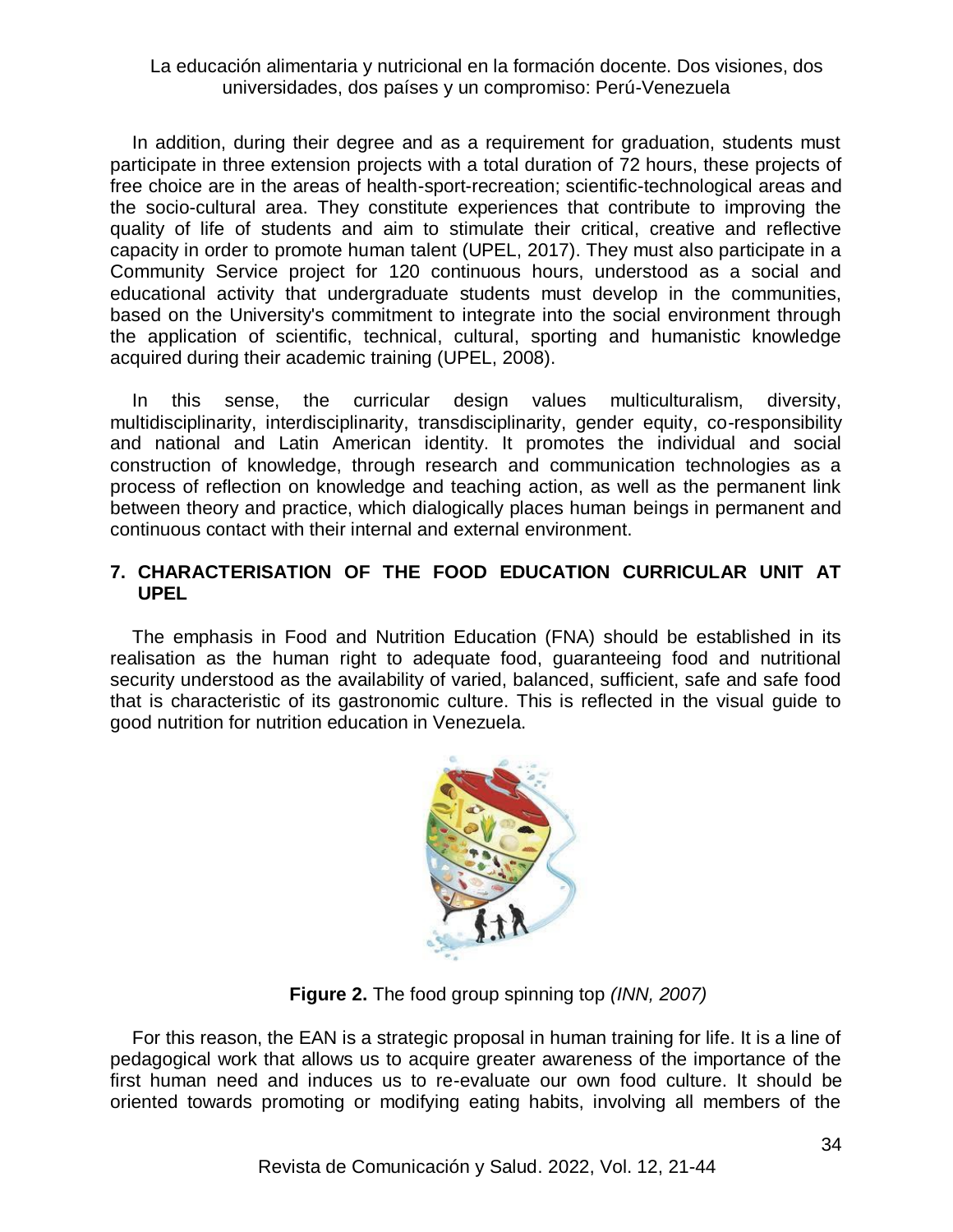In addition, during their degree and as a requirement for graduation, students must participate in three extension projects with a total duration of 72 hours, these projects of free choice are in the areas of health-sport-recreation; scientific-technological areas and the socio-cultural area. They constitute experiences that contribute to improving the quality of life of students and aim to stimulate their critical, creative and reflective capacity in order to promote human talent (UPEL, 2017). They must also participate in a Community Service project for 120 continuous hours, understood as a social and educational activity that undergraduate students must develop in the communities, based on the University's commitment to integrate into the social environment through the application of scientific, technical, cultural, sporting and humanistic knowledge acquired during their academic training (UPEL, 2008).

In this sense, the curricular design values multiculturalism, diversity, multidisciplinarity, interdisciplinarity, transdisciplinarity, gender equity, co-responsibility and national and Latin American identity. It promotes the individual and social construction of knowledge, through research and communication technologies as a process of reflection on knowledge and teaching action, as well as the permanent link between theory and practice, which dialogically places human beings in permanent and continuous contact with their internal and external environment.

## 7. CHARACTERISATION OF THE FOOD EDUCATION CURRICULAR UNIT AT UPEL

The emphasis in Food and Nutrition Education (FNA) should be established in its realisation as the human right to adequate food, guaranteeing food and nutritional security understood as the availability of varied, balanced, sufficient, safe and safe food that is characteristic of its gastronomic culture. This is reflected in the visual guide to good nutrition for nutrition education in Venezuela.

**Figure 2.** The food group spinning top *(INN, 2007)*

For this reason, the EAN is a strategic proposal in human training for life. It is a line of pedagogical work that allows us to acquire greater awareness of the importance of the first human need and induces us to re-evaluate our own food culture. It should be oriented towards promoting or modifying eating habits, involving all members of the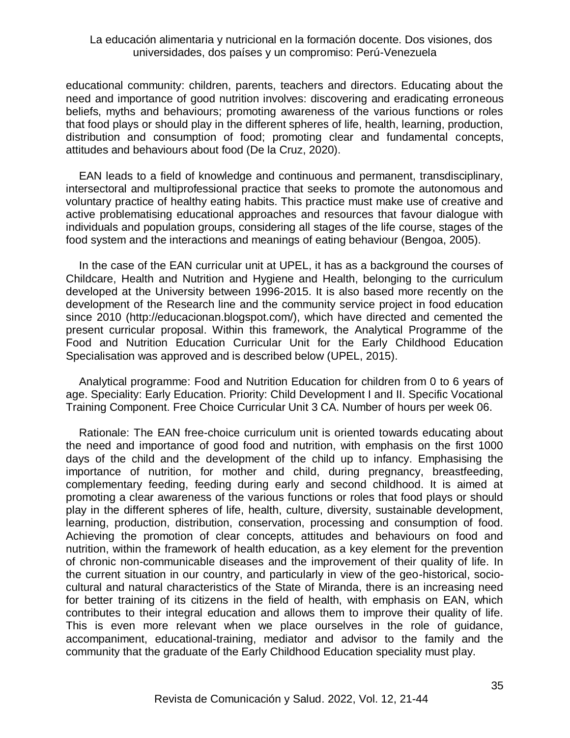educational community: children, parents, teachers and directors. Educating about the need and importance of good nutrition involves: discovering and eradicating erroneous beliefs, myths and behaviours; promoting awareness of the various functions or roles that food plays or should play in the different spheres of life, health, learning, production, distribution and consumption of food; promoting clear and fundamental concepts, attitudes and behaviours about food (De la Cruz, 2020).

EAN leads to a field of knowledge and continuous and permanent, transdisciplinary, intersectoral and multiprofessional practice that seeks to promote the autonomous and voluntary practice of healthy eating habits. This practice must make use of creative and active problematising educational approaches and resources that favour dialogue with individuals and population groups, considering all stages of the life course, stages of the food system and the interactions and meanings of eating behaviour (Bengoa, 2005).

In the case of the EAN curricular unit at UPEL, it has as a background the courses of Childcare, Health and Nutrition and Hygiene and Health, belonging to the curriculum developed at the University between 1996-2015. It is also based more recently on the development of the Research line and the community service project in food education since 2010 (http://educacionan.blogspot.com/), which have directed and cemented the present curricular proposal. Within this framework, the Analytical Programme of the Food and Nutrition Education Curricular Unit for the Early Childhood Education Specialisation was approved and is described below (UPEL, 2015).

Analytical programme: Food and Nutrition Education for children from 0 to 6 years of age. Speciality: Early Education. Priority: Child Development I and II. Specific Vocational Training Component. Free Choice Curricular Unit 3 CA. Number of hours per week 06.

Rationale: The EAN free-choice curriculum unit is oriented towards educating about the need and importance of good food and nutrition, with emphasis on the first 1000 days of the child and the development of the child up to infancy. Emphasising the importance of nutrition, for mother and child, during pregnancy, breastfeeding, complementary feeding, feeding during early and second childhood. It is aimed at promoting a clear awareness of the various functions or roles that food plays or should play in the different spheres of life, health, culture, diversity, sustainable development, learning, production, distribution, conservation, processing and consumption of food. Achieving the promotion of clear concepts, attitudes and behaviours on food and nutrition, within the framework of health education, as a key element for the prevention of chronic non-communicable diseases and the improvement of their quality of life. In the current situation in our country, and particularly in view of the geo-historical, socio-cultural and natural characteristics of the State of Miranda, there is an increasing need for better training of its citizens in the field of health, with emphasis on EAN, which contributes to their integral education and allows them to improve their quality of life. This is even more relevant when we place ourselves in the role of guidance, accompaniment, educational-training, mediator and advisor to the family and the community that the graduate of the Early Childhood Education speciality must play.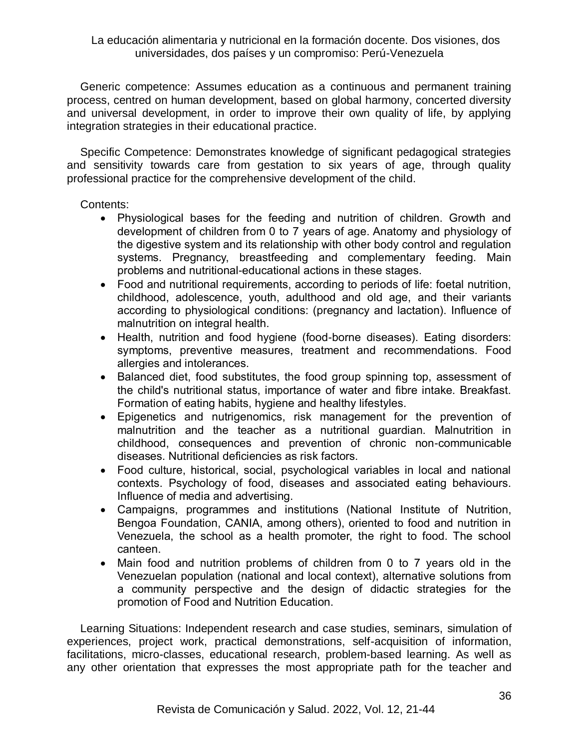Generic competence: Assumes education as a continuous and permanent training process, centred on human development, based on global harmony, concerted diversity and universal development, in order to improve their own quality of life, by applying integration strategies in their educational practice.

Specific Competence: Demonstrates knowledge of significant pedagogical strategies and sensitivity towards care from gestation to six years of age, through quality professional practice for the comprehensive development of the child.

Contents:

- Physiological bases for the feeding and nutrition of children. Growth and development of children from 0 to 7 years of age. Anatomy and physiology of the digestive system and its relationship with other body control and regulation systems. Pregnancy, breastfeeding and complementary feeding. Main problems and nutritional-educational actions in these stages.
- Food and nutritional requirements, according to periods of life: foetal nutrition, childhood, adolescence, youth, adulthood and old age, and their variants according to physiological conditions: (pregnancy and lactation). Influence of malnutrition on integral health.
- Health, nutrition and food hygiene (food-borne diseases). Eating disorders: symptoms, preventive measures, treatment and recommendations. Food allergies and intolerances.
- Balanced diet, food substitutes, the food group spinning top, assessment of the child's nutritional status, importance of water and fibre intake. Breakfast. Formation of eating habits, hygiene and healthy lifestyles.
- Epigenetics and nutrigenomics, risk management for the prevention of malnutrition and the teacher as a nutritional guardian. Malnutrition in childhood, consequences and prevention of chronic non-communicable diseases. Nutritional deficiencies as risk factors.
- Food culture, historical, social, psychological variables in local and national contexts. Psychology of food, diseases and associated eating behaviours. Influence of media and advertising.
- Campaigns, programmes and institutions (National Institute of Nutrition, Bengoa Foundation, CANIA, among others), oriented to food and nutrition in Venezuela, the school as a health promoter, the right to food. The school canteen.
- Main food and nutrition problems of children from 0 to 7 years old in the Venezuelan population (national and local context), alternative solutions from a community perspective and the design of didactic strategies for the promotion of Food and Nutrition Education.

Learning Situations: Independent research and case studies, seminars, simulation of experiences, project work, practical demonstrations, self-acquisition of information, facilitations, micro-classes, educational research, problem-based learning. As well as any other orientation that expresses the most appropriate path for the teacher and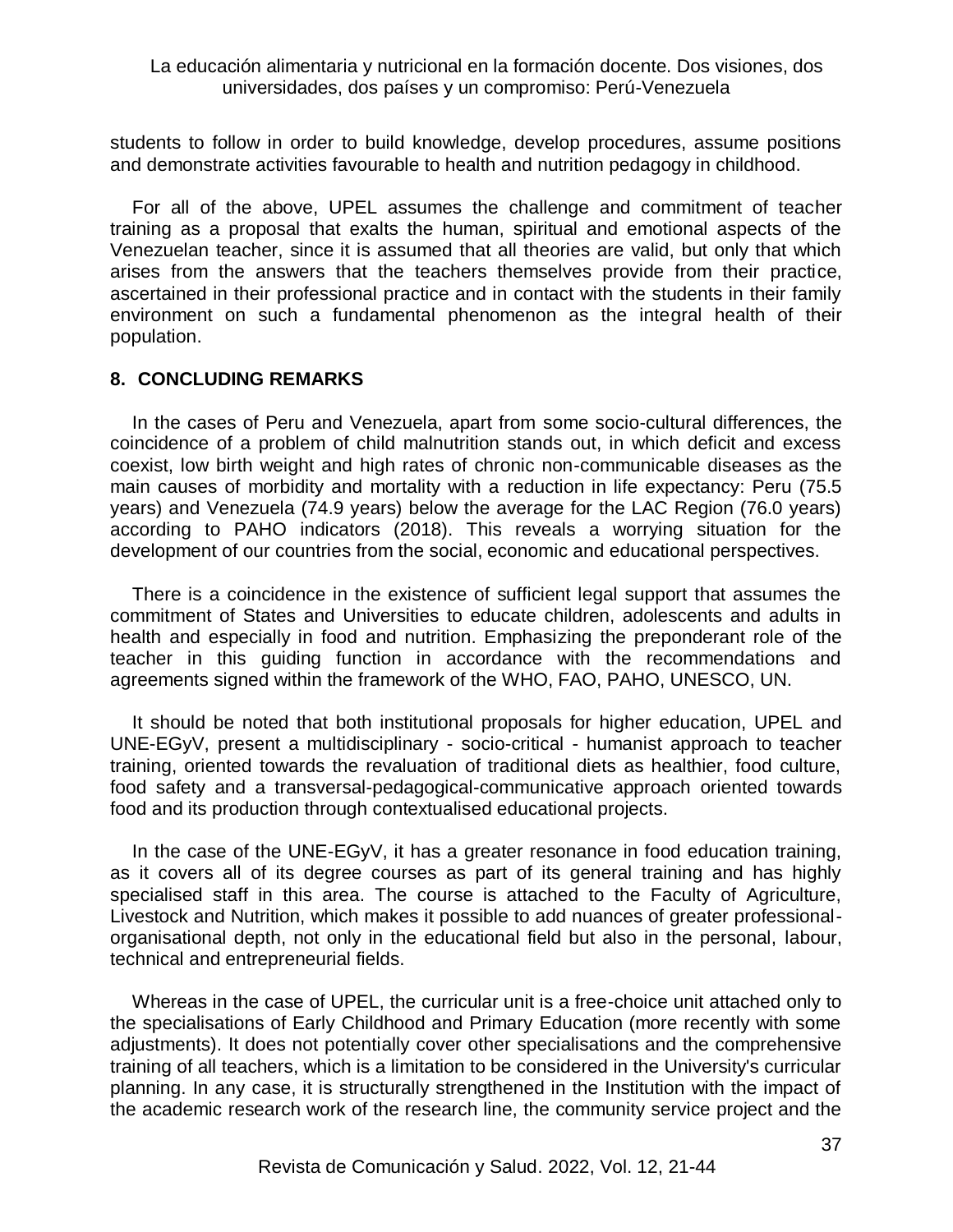students to follow in order to build knowledge, develop procedures, assume positions and demonstrate activities favourable to health and nutrition pedagogy in childhood.

For all of the above, UPEL assumes the challenge and commitment of teacher training as a proposal that exalts the human, spiritual and emotional aspects of the Venezuelan teacher, since it is assumed that all theories are valid, but only that which arises from the answers that the teachers themselves provide from their practice, ascertained in their professional practice and in contact with the students in their family environment on such a fundamental phenomenon as the integral health of their population.

## 8. CONCLUDING REMARKS

In the cases of Peru and Venezuela, apart from some socio-cultural differences, the coincidence of a problem of child malnutrition stands out, in which deficit and excess coexist, low birth weight and high rates of chronic non-communicable diseases as the main causes of morbidity and mortality with a reduction in life expectancy: Peru (75.5 years) and Venezuela (74.9 years) below the average for the LAC Region (76.0 years) according to PAHO indicators (2018). This reveals a worrying situation for the development of our countries from the social, economic and educational perspectives.

There is a coincidence in the existence of sufficient legal support that assumes the commitment of States and Universities to educate children, adolescents and adults in health and especially in food and nutrition. Emphasizing the preponderant role of the teacher in this guiding function in accordance with the recommendations and agreements signed within the framework of the WHO, FAO, PAHO, UNESCO, UN.

It should be noted that both institutional proposals for higher education, UPEL and UNE-EGyV, present a multidisciplinary - socio-critical - humanist approach to teacher training, oriented towards the revaluation of traditional diets as healthier, food culture, food safety and a transversal-pedagogical-communicative approach oriented towards food and its production through contextualised educational projects.

In the case of the UNE-EGyV, it has a greater resonance in food education training, as it covers all of its degree courses as part of its general training and has highly specialised staff in this area. The course is attached to the Faculty of Agriculture, Livestock and Nutrition, which makes it possible to add nuances of greater professional-organisational depth, not only in the educational field but also in the personal, labour, technical and entrepreneurial fields.

Whereas in the case of UPEL, the curricular unit is a free-choice unit attached only to the specialisations of Early Childhood and Primary Education (more recently with some adjustments). It does not potentially cover other specialisations and the comprehensive training of all teachers, which is a limitation to be considered in the University's curricular planning. In any case, it is structurally strengthened in the Institution with the impact of the academic research work of the research line, the community service project and the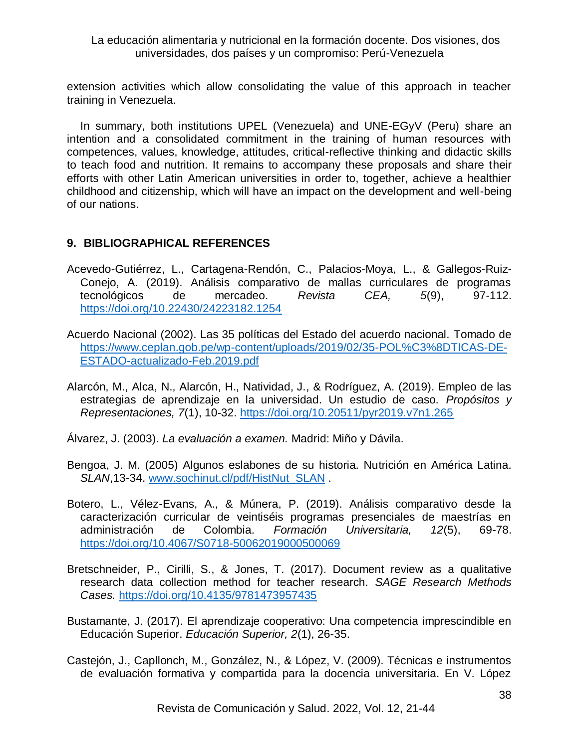extension activities which allow consolidating the value of this approach in teacher training in Venezuela.

In summary, both institutions UPEL (Venezuela) and UNE-EGyV (Peru) share an intention and a consolidated commitment in the training of human resources with competences, values, knowledge, attitudes, critical-reflective thinking and didactic skills to teach food and nutrition. It remains to accompany these proposals and share their efforts with other Latin American universities in order to, together, achieve a healthier childhood and citizenship, which will have an impact on the development and well-being of our nations.

## 9. BIBLIOGRAPHICAL REFERENCES

Acevedo-Gutiérrez, L., Cartagena-Rendón, C., Palacios-Moya, L., & Gallegos-Ruiz-Conejo, A. (2019). Análisis comparativo de mallas curriculares de programas tecnológicos de mercadeo. *Revista CEA, 5*(9), 97-112. https://doi.org/10.22430/24223182.1254

Acuerdo Nacional (2002). Las 35 políticas del Estado del acuerdo nacional. Tomado de https://www.ceplan.gob.pe/wp-content/uploads/2019/02/35-POL%C3%8DTICAS-DE-ESTADO-actualizado-Feb.2019.pdf

Alarcón, M., Alca, N., Alarcón, H., Natividad, J., & Rodríguez, A. (2019). Empleo de las estrategias de aprendizaje en la universidad. Un estudio de caso. *Propósitos y Representaciones, 7*(1), 10-32. https://doi.org/10.20511/pyr2019.v7n1.265

Álvarez, J. (2003). *La evaluación a examen.* Madrid: Miño y Dávila.

Bengoa, J. M. (2005) Algunos eslabones de su historia. Nutrición en América Latina. *SLAN*,13-34. www.sochinut.cl/pdf/HistNut_SLAN .

Botero, L., Vélez-Evans, A., & Múnera, P. (2019). Análisis comparativo desde la caracterización curricular de veintiséis programas presenciales de maestrías en administración de Colombia. *Formación Universitaria, 12*(5), 69-78. https://doi.org/10.4067/S0718-50062019000500069

Bretschneider, P., Cirilli, S., & Jones, T. (2017). Document review as a qualitative research data collection method for teacher research. *SAGE Research Methods Cases.* https://doi.org/10.4135/9781473957435

Bustamante, J. (2017). El aprendizaje cooperativo: Una competencia imprescindible en Educación Superior. *Educación Superior, 2*(1), 26-35.

Castejón, J., Capllonch, M., González, N., & López, V. (2009). Técnicas e instrumentos de evaluación formativa y compartida para la docencia universitaria. En V. López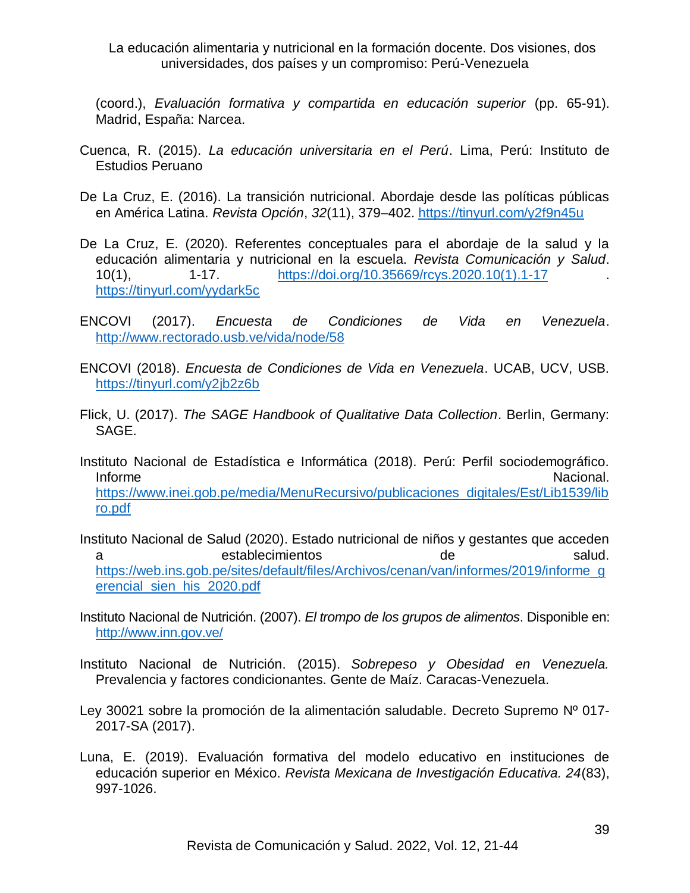(coord.), *Evaluación formativa y compartida en educación superior* (pp. 65-91). Madrid, España: Narcea.

Cuenca, R. (2015). *La educación universitaria en el Perú*. Lima, Perú: Instituto de Estudios Peruano

De La Cruz, E. (2016). La transición nutricional. Abordaje desde las políticas públicas en América Latina. *Revista Opción*, *32*(11), 379–402. https://tinyurl.com/y2f9n45u

De La Cruz, E. (2020). Referentes conceptuales para el abordaje de la salud y la educación alimentaria y nutricional en la escuela. *Revista Comunicación y Salud*. 10(1), 1-17. https://doi.org/10.35669/rcys.2020.10(1).1-17 . https://tinyurl.com/yydark5c

ENCOVI (2017). *Encuesta de Condiciones de Vida en Venezuela*. http://www.rectorado.usb.ve/vida/node/58

ENCOVI (2018). *Encuesta de Condiciones de Vida en Venezuela*. UCAB, UCV, USB. https://tinyurl.com/y2jb2z6b

Flick, U. (2017). *The SAGE Handbook of Qualitative Data Collection*. Berlin, Germany: SAGE.

Instituto Nacional de Estadística e Informática (2018). Perú: Perfil sociodemográfico. Informe Nacional. https://www.inei.gob.pe/media/MenuRecursivo/publicaciones_digitales/Est/Lib1539/libro.pdf

Instituto Nacional de Salud (2020). Estado nutricional de niños y gestantes que acceden a establecimientos de salud. https://web.ins.gob.pe/sites/default/files/Archivos/cenan/van/informes/2019/informe_gerencial_sien_his_2020.pdf

Instituto Nacional de Nutrición. (2007). *El trompo de los grupos de alimentos*. Disponible en: http://www.inn.gov.ve/

Instituto Nacional de Nutrición. (2015). *Sobrepeso y Obesidad en Venezuela.* Prevalencia y factores condicionantes. Gente de Maíz. Caracas-Venezuela.

Ley 30021 sobre la promoción de la alimentación saludable. Decreto Supremo Nº 017-2017-SA (2017).

Luna, E. (2019). Evaluación formativa del modelo educativo en instituciones de educación superior en México. *Revista Mexicana de Investigación Educativa. 24*(83), 997-1026.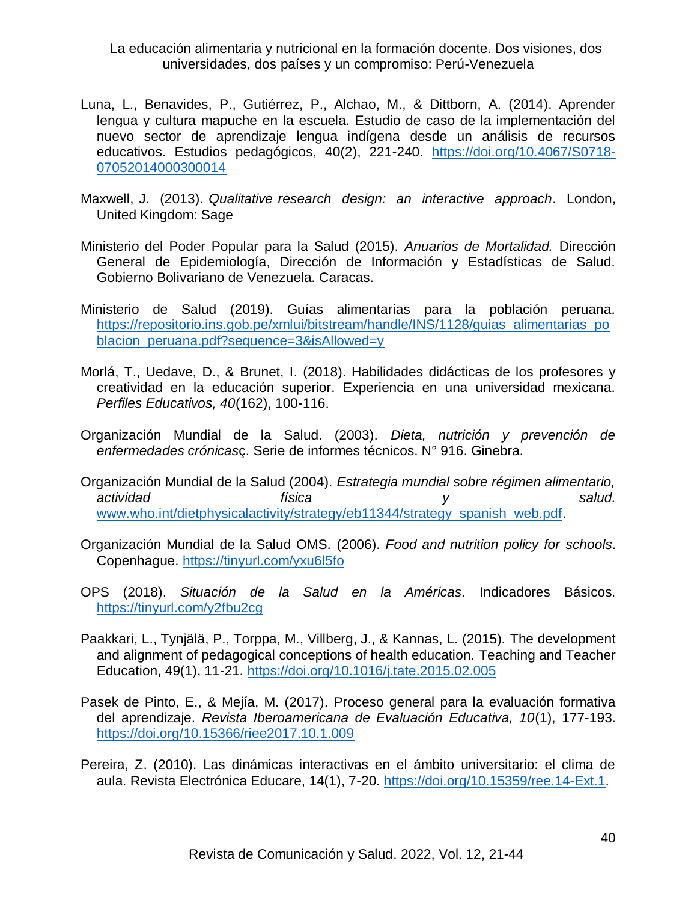Luna, L., Benavides, P., Gutiérrez, P., Alchao, M., & Dittborn, A. (2014). Aprender lengua y cultura mapuche en la escuela. Estudio de caso de la implementación del nuevo sector de aprendizaje lengua indígena desde un análisis de recursos educativos. Estudios pedagógicos, 40(2), 221-240. https://doi.org/10.4067/S0718-07052014000300014

Maxwell, J. (2013). *Qualitative research design: an interactive approach*. London, United Kingdom: Sage

Ministerio del Poder Popular para la Salud (2015). *Anuarios de Mortalidad.* Dirección General de Epidemiología, Dirección de Información y Estadísticas de Salud. Gobierno Bolivariano de Venezuela. Caracas.

Ministerio de Salud (2019). Guías alimentarias para la población peruana. https://repositorio.ins.gob.pe/xmlui/bitstream/handle/INS/1128/guias_alimentarias_poblacion_peruana.pdf?sequence=3&isAllowed=y

Morlá, T., Uedave, D., & Brunet, I. (2018). Habilidades didácticas de los profesores y creatividad en la educación superior. Experiencia en una universidad mexicana. *Perfiles Educativos, 40*(162), 100-116.

Organización Mundial de la Salud. (2003). *Dieta, nutrición y prevención de enfermedades crónicas*ç. Serie de informes técnicos. N° 916. Ginebra.

Organización Mundial de la Salud (2004). *Estrategia mundial sobre régimen alimentario, actividad física y salud.* www.who.int/dietphysicalactivity/strategy/eb11344/strategy_spanish_web.pdf.

Organización Mundial de la Salud OMS. (2006). *Food and nutrition policy for schools*. Copenhague. https://tinyurl.com/yxu6l5fo

OPS (2018). *Situación de la Salud en la Américas*. Indicadores Básicos. https://tinyurl.com/y2fbu2cg

Paakkari, L., Tynjälä, P., Torppa, M., Villberg, J., & Kannas, L. (2015). The development and alignment of pedagogical conceptions of health education. Teaching and Teacher Education, 49(1), 11-21. https://doi.org/10.1016/j.tate.2015.02.005

Pasek de Pinto, E., & Mejía, M. (2017). Proceso general para la evaluación formativa del aprendizaje. *Revista Iberoamericana de Evaluación Educativa, 10*(1), 177-193. https://doi.org/10.15366/riee2017.10.1.009

Pereira, Z. (2010). Las dinámicas interactivas en el ámbito universitario: el clima de aula. Revista Electrónica Educare, 14(1), 7-20. https://doi.org/10.15359/ree.14-Ext.1.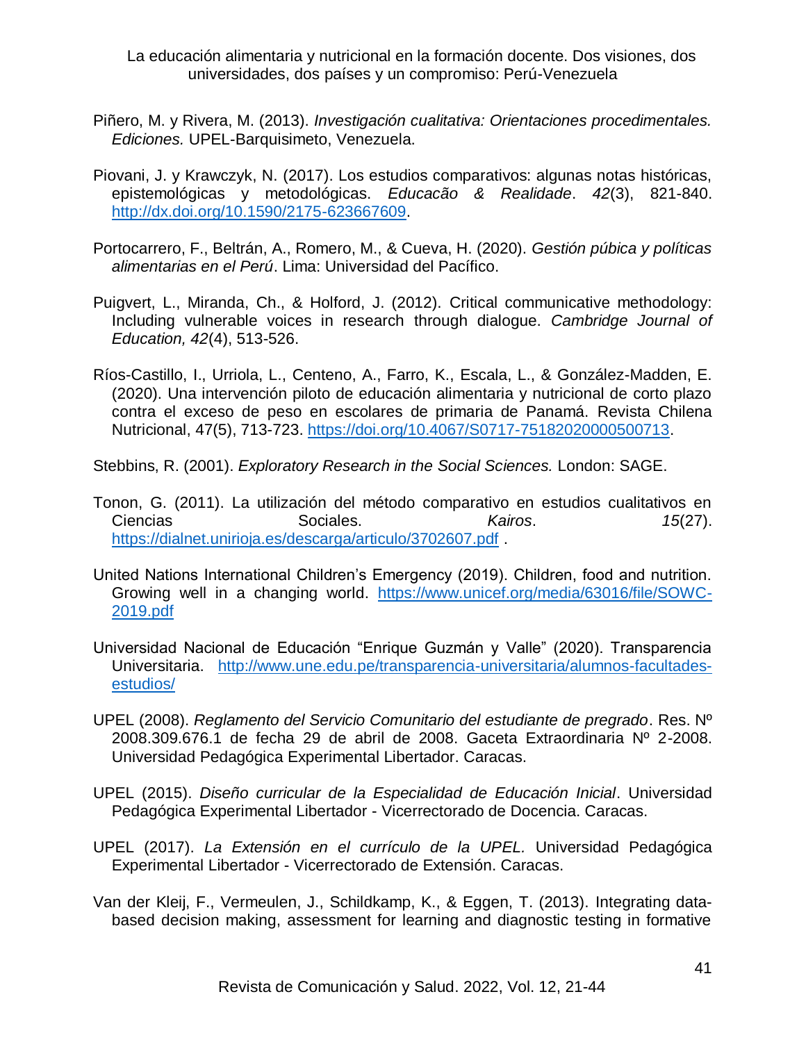Piñero, M. y Rivera, M. (2013). *Investigación cualitativa: Orientaciones procedimentales. Ediciones.* UPEL-Barquisimeto, Venezuela.

Piovani, J. y Krawczyk, N. (2017). Los estudios comparativos: algunas notas históricas, epistemológicas y metodológicas. *Educacão & Realidade*. *42*(3), 821-840. http://dx.doi.org/10.1590/2175-623667609.

Portocarrero, F., Beltrán, A., Romero, M., & Cueva, H. (2020). *Gestión púbica y políticas alimentarias en el Perú*. Lima: Universidad del Pacífico.

Puigvert, L., Miranda, Ch., & Holford, J. (2012). Critical communicative methodology: Including vulnerable voices in research through dialogue. *Cambridge Journal of Education, 42*(4), 513-526.

Ríos-Castillo, I., Urriola, L., Centeno, A., Farro, K., Escala, L., & González-Madden, E. (2020). Una intervención piloto de educación alimentaria y nutricional de corto plazo contra el exceso de peso en escolares de primaria de Panamá. Revista Chilena Nutricional, 47(5), 713-723. https://doi.org/10.4067/S0717-75182020000500713.

Stebbins, R. (2001). *Exploratory Research in the Social Sciences.* London: SAGE.

Tonon, G. (2011). La utilización del método comparativo en estudios cualitativos en Ciencias Sociales. *Kairos*. *15*(27). https://dialnet.unirioja.es/descarga/articulo/3702607.pdf .

United Nations International Children's Emergency (2019). Children, food and nutrition. Growing well in a changing world. https://www.unicef.org/media/63016/file/SOWC-2019.pdf

Universidad Nacional de Educación "Enrique Guzmán y Valle" (2020). Transparencia Universitaria. http://www.une.edu.pe/transparencia-universitaria/alumnos-facultades-estudios/

UPEL (2008). *Reglamento del Servicio Comunitario del estudiante de pregrado*. Res. Nº 2008.309.676.1 de fecha 29 de abril de 2008. Gaceta Extraordinaria Nº 2-2008. Universidad Pedagógica Experimental Libertador. Caracas.

UPEL (2015). *Diseño curricular de la Especialidad de Educación Inicial*. Universidad Pedagógica Experimental Libertador - Vicerrectorado de Docencia. Caracas.

UPEL (2017). *La Extensión en el currículo de la UPEL.* Universidad Pedagógica Experimental Libertador - Vicerrectorado de Extensión. Caracas.

Van der Kleij, F., Vermeulen, J., Schildkamp, K., & Eggen, T. (2013). Integrating data-based decision making, assessment for learning and diagnostic testing in formative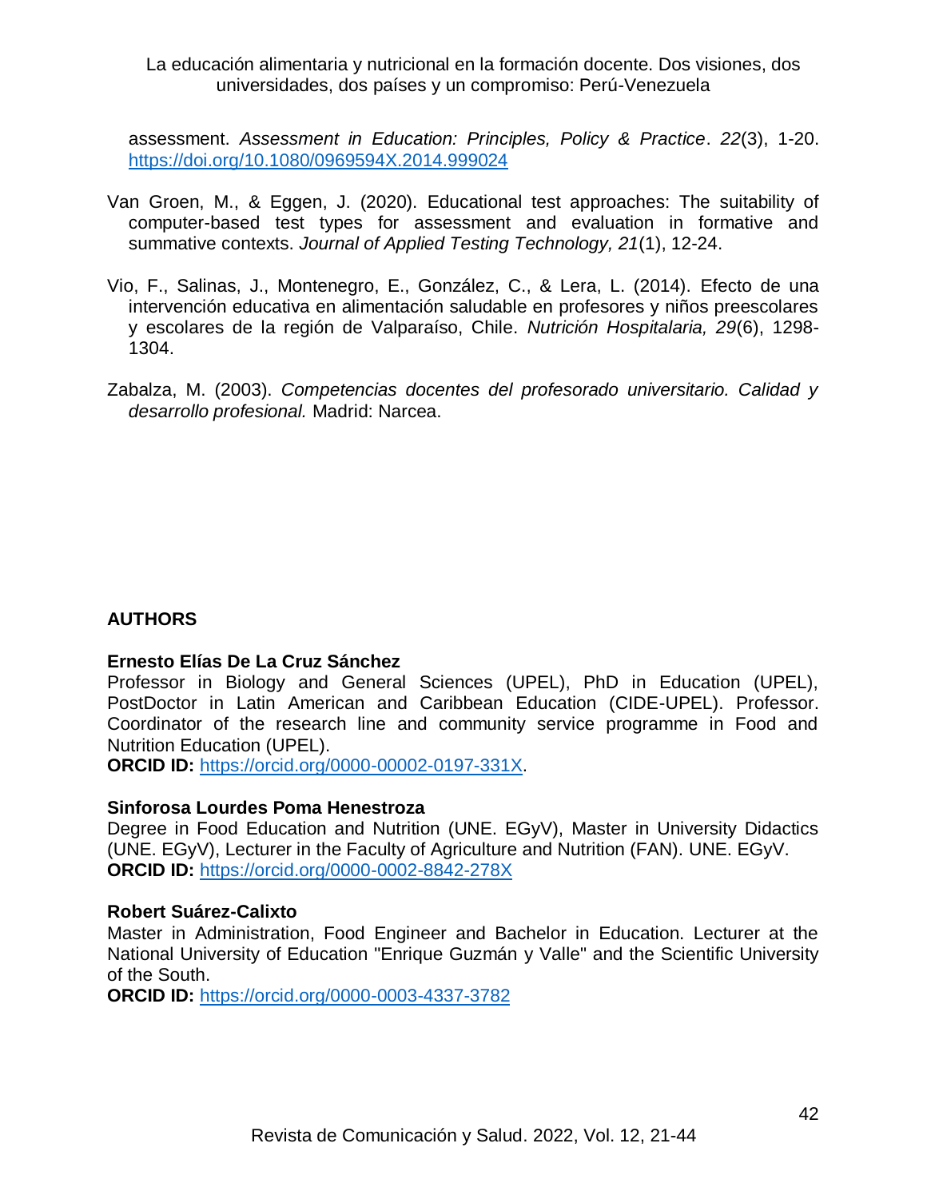assessment. *Assessment in Education: Principles, Policy & Practice*. *22*(3), 1-20. https://doi.org/10.1080/0969594X.2014.999024

Van Groen, M., & Eggen, J. (2020). Educational test approaches: The suitability of computer-based test types for assessment and evaluation in formative and summative contexts. *Journal of Applied Testing Technology, 21*(1), 12-24.

Vio, F., Salinas, J., Montenegro, E., González, C., & Lera, L. (2014). Efecto de una intervención educativa en alimentación saludable en profesores y niños preescolares y escolares de la región de Valparaíso, Chile. *Nutrición Hospitalaria, 29*(6), 1298-1304.

Zabalza, M. (2003). *Competencias docentes del profesorado universitario. Calidad y desarrollo profesional.* Madrid: Narcea.

## AUTHORS

**Ernesto Elías De La Cruz Sánchez**

Professor in Biology and General Sciences (UPEL), PhD in Education (UPEL), PostDoctor in Latin American and Caribbean Education (CIDE-UPEL). Professor. Coordinator of the research line and community service programme in Food and Nutrition Education (UPEL).

**ORCID ID:** https://orcid.org/0000-00002-0197-331X.

**Sinforosa Lourdes Poma Henestroza**

Degree in Food Education and Nutrition (UNE. EGyV), Master in University Didactics (UNE. EGyV), Lecturer in the Faculty of Agriculture and Nutrition (FAN). UNE. EGyV.

**ORCID ID:** https://orcid.org/0000-0002-8842-278X

**Robert Suárez-Calixto**

Master in Administration, Food Engineer and Bachelor in Education. Lecturer at the National University of Education "Enrique Guzmán y Valle" and the Scientific University of the South.

**ORCID ID:** https://orcid.org/0000-0003-4337-3782